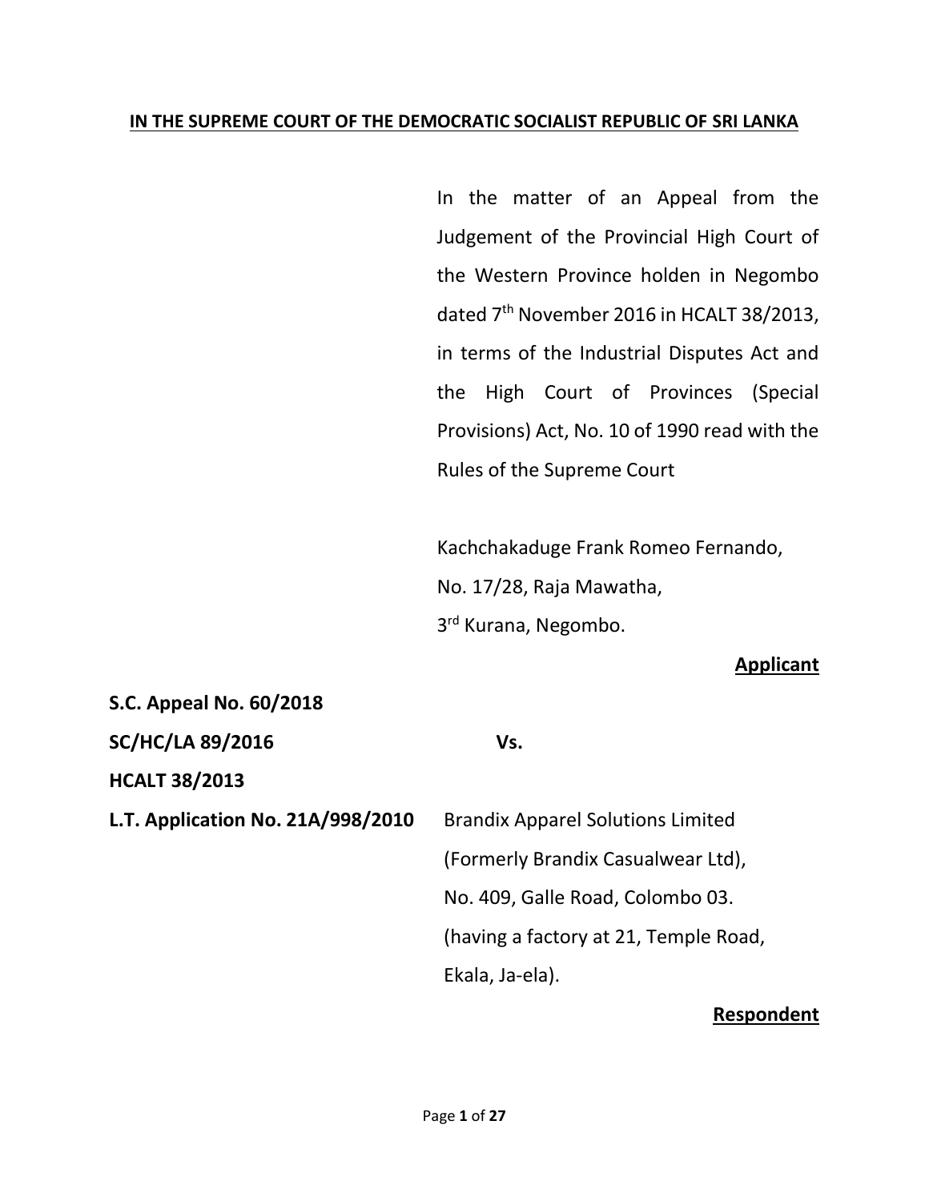**IN THE SUPREME COURT OF THE DEMOCRATIC SOCIALIST REPUBLIC OF SRI LANKA**

In the matter of an Appeal from the Judgement of the Provincial High Court of the Western Province holden in Negombo dated 7th November 2016 in HCALT 38/2013, in terms of the Industrial Disputes Act and the High Court of Provinces (Special Provisions) Act, No. 10 of 1990 read with the Rules of the Supreme Court

Kachchakaduge Frank Romeo Fernando,
No. 17/28, Raja Mawatha,
3rd Kurana, Negombo.

**Applicant**

**S.C. Appeal No. 60/2018**

**SC/HC/LA 89/2016**

**HCALT 38/2013**

**L.T. Application No. 21A/998/2010**

Vs.

Brandix Apparel Solutions Limited
(Formerly Brandix Casualwear Ltd),
No. 409, Galle Road, Colombo 03.
(having a factory at 21, Temple Road,
Ekala, Ja-ela).

**Respondent**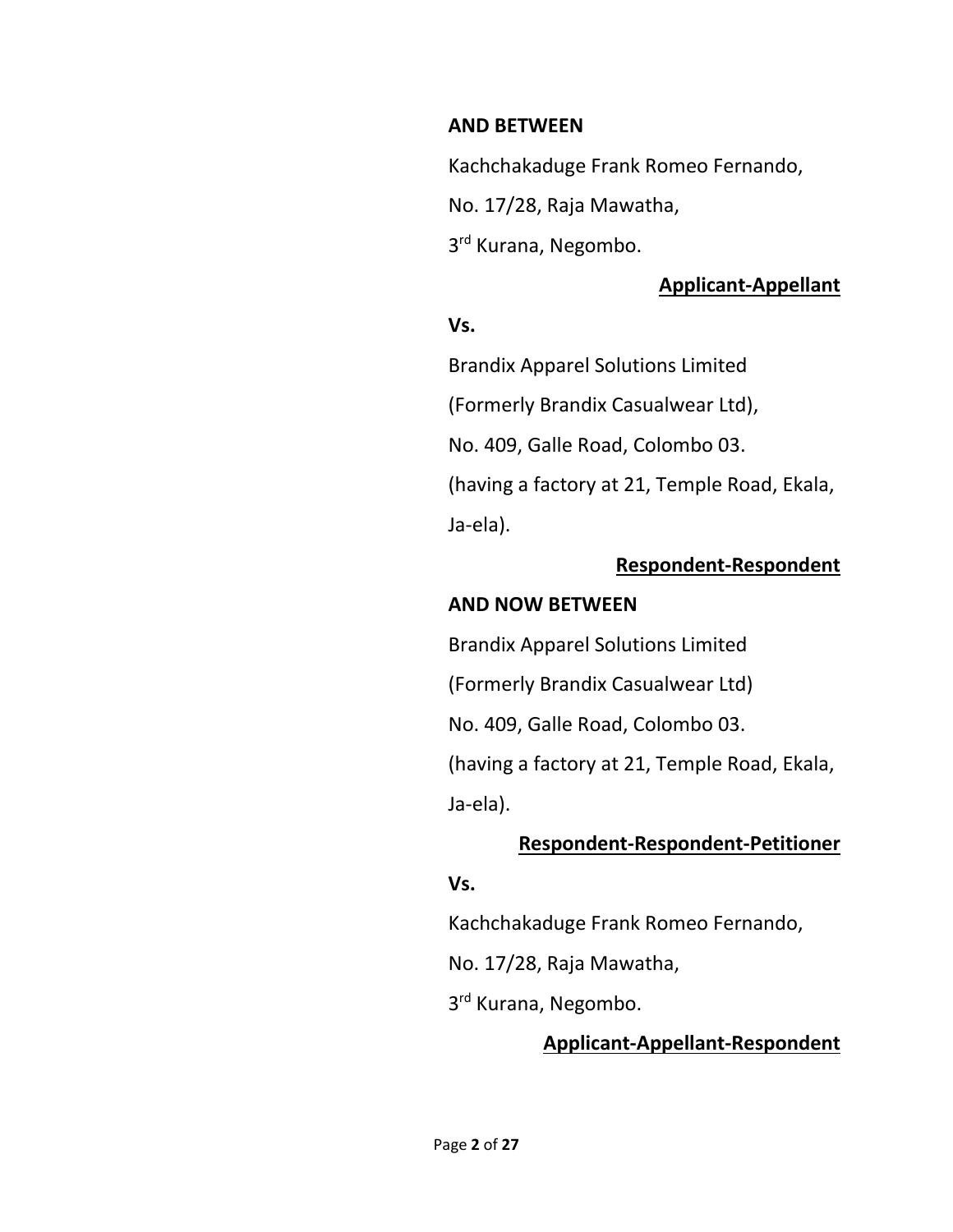**AND BETWEEN**

Kachchakaduge Frank Romeo Fernando,

No. 17/28, Raja Mawatha,

3rd Kurana, Negombo.

**Applicant-Appellant**

**Vs.**

Brandix Apparel Solutions Limited

(Formerly Brandix Casualwear Ltd),

No. 409, Galle Road, Colombo 03.

(having a factory at 21, Temple Road, Ekala, Ja-ela).

**Respondent-Respondent**

**AND NOW BETWEEN**

Brandix Apparel Solutions Limited

(Formerly Brandix Casualwear Ltd)

No. 409, Galle Road, Colombo 03.

(having a factory at 21, Temple Road, Ekala, Ja-ela).

**Respondent-Respondent-Petitioner**

**Vs.**

Kachchakaduge Frank Romeo Fernando,

No. 17/28, Raja Mawatha,

3rd Kurana, Negombo.

**Applicant-Appellant-Respondent**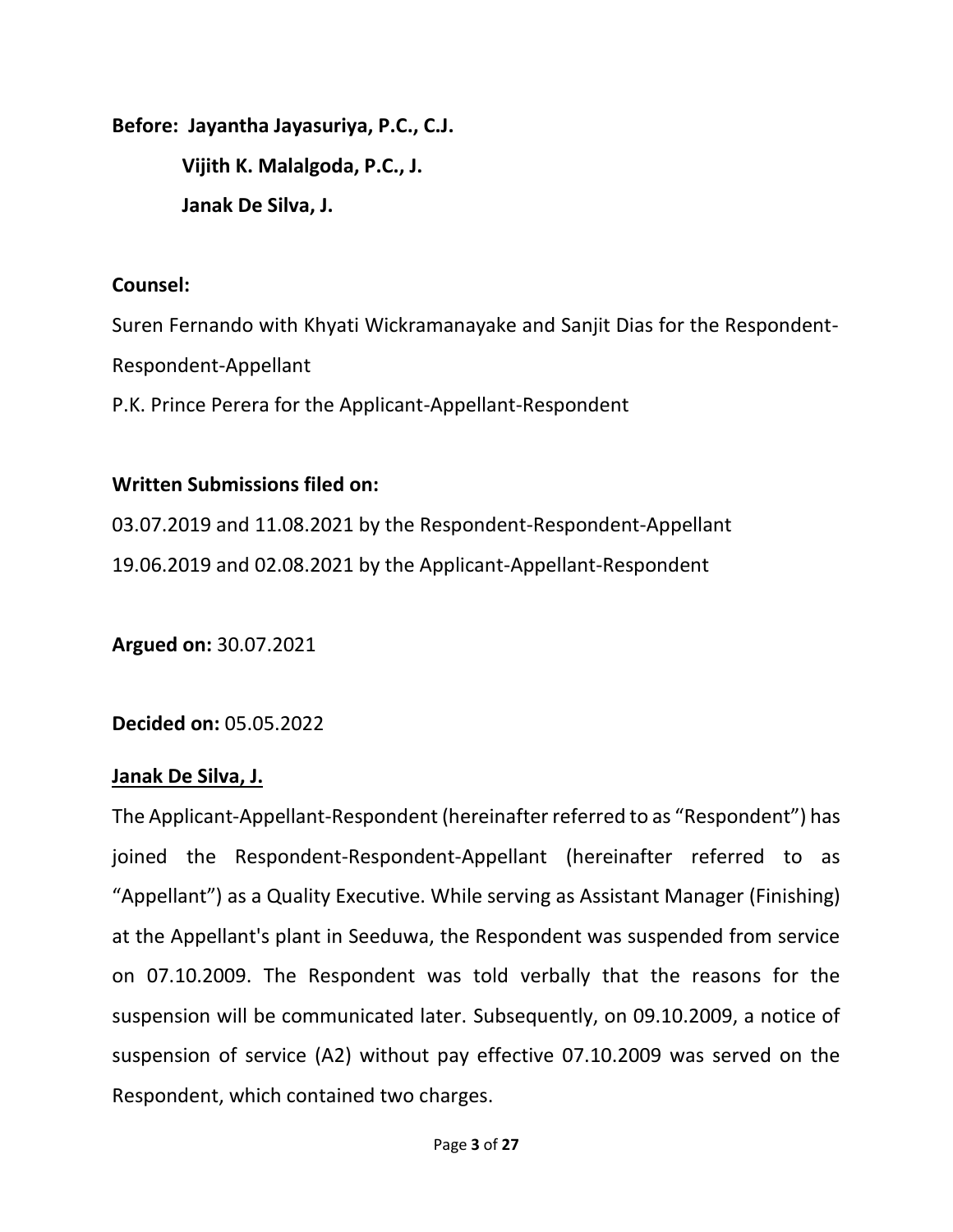**Before:** **Jayantha Jayasuriya, P.C., C.J.**

**Vijith K. Malalgoda, P.C., J.**

**Janak De Silva, J.**

**Counsel:**

Suren Fernando with Khyati Wickramanayake and Sanjit Dias for the Respondent-Respondent-Appellant

P.K. Prince Perera for the Applicant-Appellant-Respondent

**Written Submissions filed on:**

03.07.2019 and 11.08.2021 by the Respondent-Respondent-Appellant

19.06.2019 and 02.08.2021 by the Applicant-Appellant-Respondent

**Argued on:** 30.07.2021

**Decided on:** 05.05.2022

**<u>Janak De Silva, J.</u>**

The Applicant-Appellant-Respondent (hereinafter referred to as "Respondent") has joined the Respondent-Respondent-Appellant (hereinafter referred to as "Appellant") as a Quality Executive. While serving as Assistant Manager (Finishing) at the Appellant's plant in Seeduwa, the Respondent was suspended from service on 07.10.2009. The Respondent was told verbally that the reasons for the suspension will be communicated later. Subsequently, on 09.10.2009, a notice of suspension of service (A2) without pay effective 07.10.2009 was served on the Respondent, which contained two charges.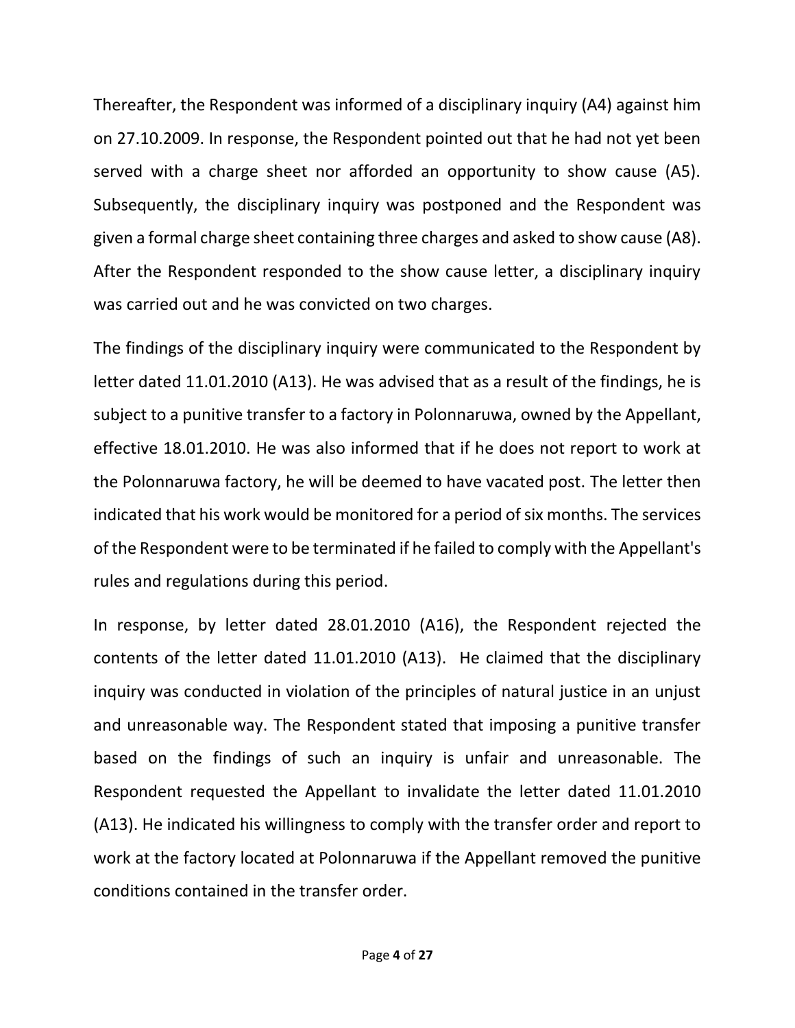Thereafter, the Respondent was informed of a disciplinary inquiry (A4) against him on 27.10.2009. In response, the Respondent pointed out that he had not yet been served with a charge sheet nor afforded an opportunity to show cause (A5). Subsequently, the disciplinary inquiry was postponed and the Respondent was given a formal charge sheet containing three charges and asked to show cause (A8). After the Respondent responded to the show cause letter, a disciplinary inquiry was carried out and he was convicted on two charges.

The findings of the disciplinary inquiry were communicated to the Respondent by letter dated 11.01.2010 (A13). He was advised that as a result of the findings, he is subject to a punitive transfer to a factory in Polonnaruwa, owned by the Appellant, effective 18.01.2010. He was also informed that if he does not report to work at the Polonnaruwa factory, he will be deemed to have vacated post. The letter then indicated that his work would be monitored for a period of six months. The services of the Respondent were to be terminated if he failed to comply with the Appellant's rules and regulations during this period.

In response, by letter dated 28.01.2010 (A16), the Respondent rejected the contents of the letter dated 11.01.2010 (A13). He claimed that the disciplinary inquiry was conducted in violation of the principles of natural justice in an unjust and unreasonable way. The Respondent stated that imposing a punitive transfer based on the findings of such an inquiry is unfair and unreasonable. The Respondent requested the Appellant to invalidate the letter dated 11.01.2010 (A13). He indicated his willingness to comply with the transfer order and report to work at the factory located at Polonnaruwa if the Appellant removed the punitive conditions contained in the transfer order.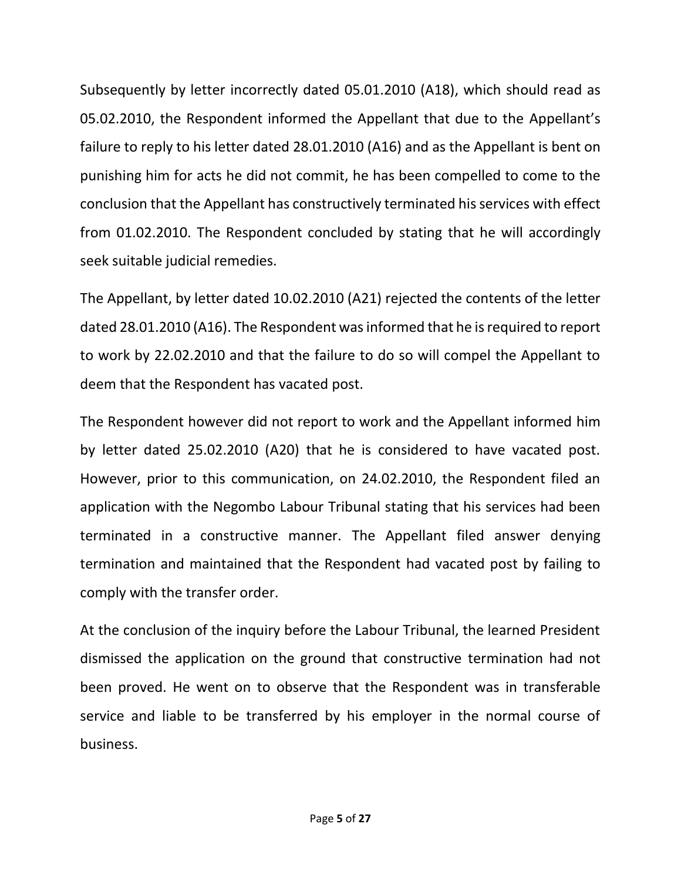Subsequently by letter incorrectly dated 05.01.2010 (A18), which should read as 05.02.2010, the Respondent informed the Appellant that due to the Appellant's failure to reply to his letter dated 28.01.2010 (A16) and as the Appellant is bent on punishing him for acts he did not commit, he has been compelled to come to the conclusion that the Appellant has constructively terminated his services with effect from 01.02.2010. The Respondent concluded by stating that he will accordingly seek suitable judicial remedies.

The Appellant, by letter dated 10.02.2010 (A21) rejected the contents of the letter dated 28.01.2010 (A16). The Respondent was informed that he is required to report to work by 22.02.2010 and that the failure to do so will compel the Appellant to deem that the Respondent has vacated post.

The Respondent however did not report to work and the Appellant informed him by letter dated 25.02.2010 (A20) that he is considered to have vacated post. However, prior to this communication, on 24.02.2010, the Respondent filed an application with the Negombo Labour Tribunal stating that his services had been terminated in a constructive manner. The Appellant filed answer denying termination and maintained that the Respondent had vacated post by failing to comply with the transfer order.

At the conclusion of the inquiry before the Labour Tribunal, the learned President dismissed the application on the ground that constructive termination had not been proved. He went on to observe that the Respondent was in transferable service and liable to be transferred by his employer in the normal course of business.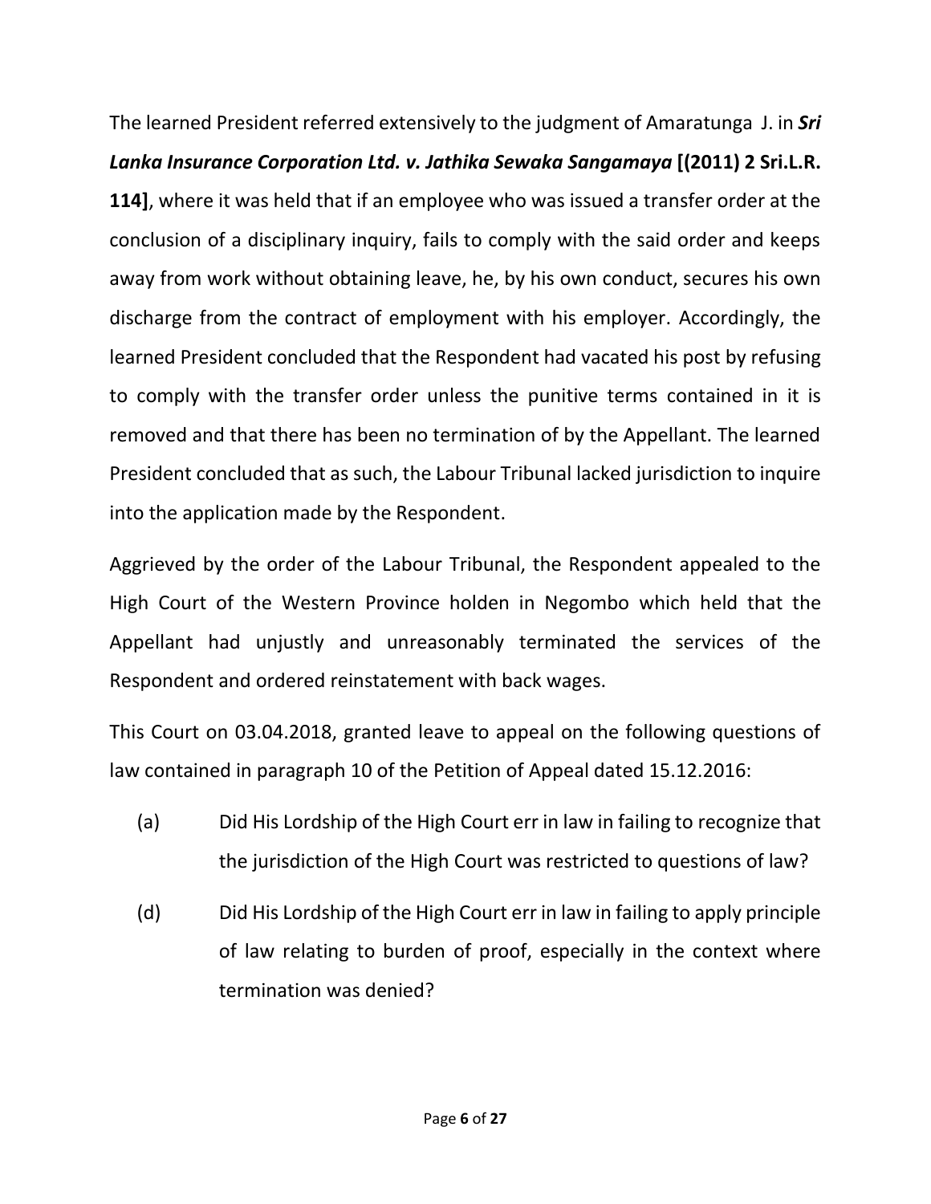The learned President referred extensively to the judgment of Amaratunga J. in ***Sri Lanka Insurance Corporation Ltd. v. Jathika Sewaka Sangamaya* [(2011) 2 Sri.L.R. 114]**, where it was held that if an employee who was issued a transfer order at the conclusion of a disciplinary inquiry, fails to comply with the said order and keeps away from work without obtaining leave, he, by his own conduct, secures his own discharge from the contract of employment with his employer. Accordingly, the learned President concluded that the Respondent had vacated his post by refusing to comply with the transfer order unless the punitive terms contained in it is removed and that there has been no termination of by the Appellant. The learned President concluded that as such, the Labour Tribunal lacked jurisdiction to inquire into the application made by the Respondent.

Aggrieved by the order of the Labour Tribunal, the Respondent appealed to the High Court of the Western Province holden in Negombo which held that the Appellant had unjustly and unreasonably terminated the services of the Respondent and ordered reinstatement with back wages.

This Court on 03.04.2018, granted leave to appeal on the following questions of law contained in paragraph 10 of the Petition of Appeal dated 15.12.2016:

(a) Did His Lordship of the High Court err in law in failing to recognize that the jurisdiction of the High Court was restricted to questions of law?

(d) Did His Lordship of the High Court err in law in failing to apply principle of law relating to burden of proof, especially in the context where termination was denied?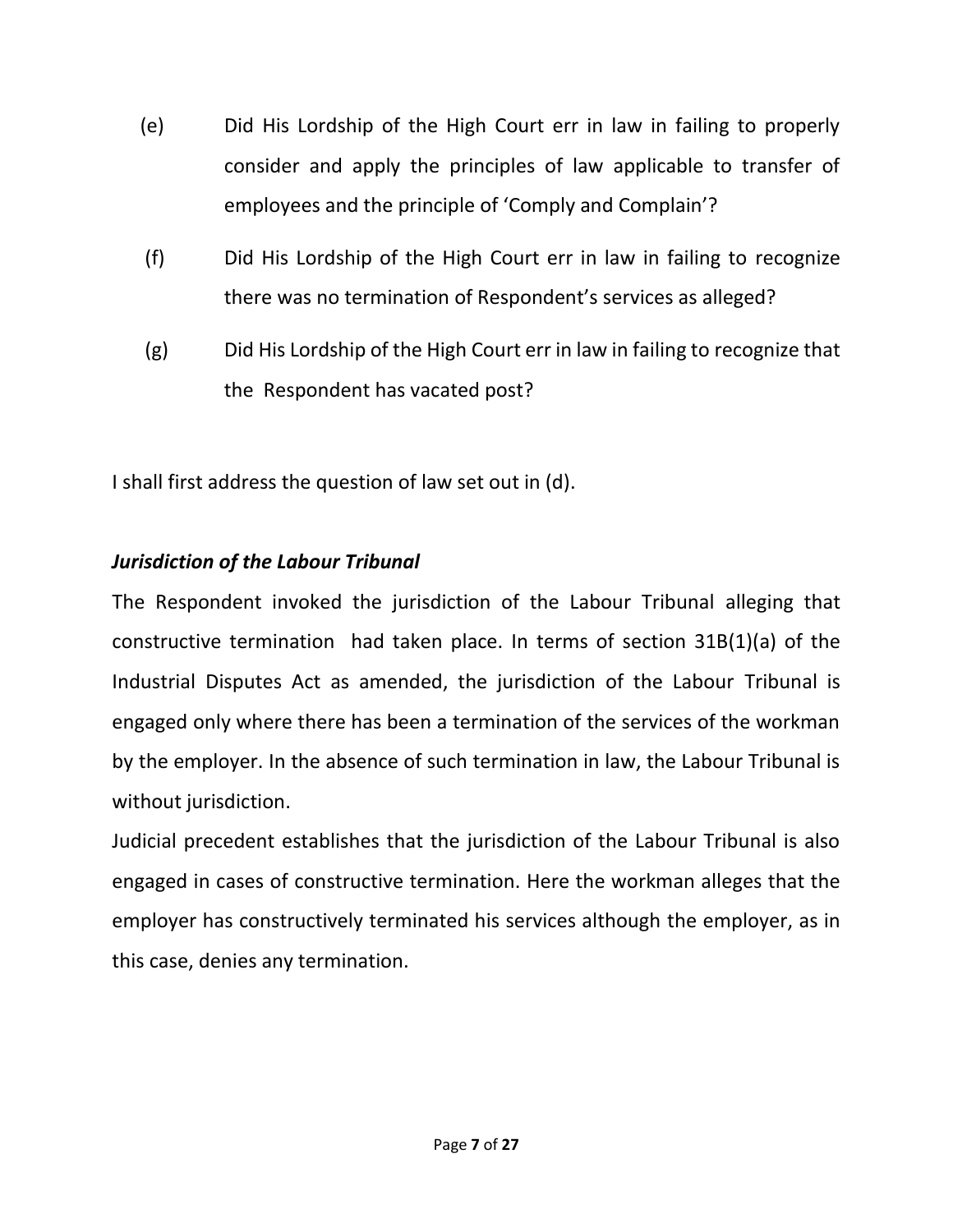(e) Did His Lordship of the High Court err in law in failing to properly consider and apply the principles of law applicable to transfer of employees and the principle of 'Comply and Complain'?

(f) Did His Lordship of the High Court err in law in failing to recognize there was no termination of Respondent's services as alleged?

(g) Did His Lordship of the High Court err in law in failing to recognize that the Respondent has vacated post?

I shall first address the question of law set out in (d).

***Jurisdiction of the Labour Tribunal***

The Respondent invoked the jurisdiction of the Labour Tribunal alleging that constructive termination had taken place. In terms of section 31B(1)(a) of the Industrial Disputes Act as amended, the jurisdiction of the Labour Tribunal is engaged only where there has been a termination of the services of the workman by the employer. In the absence of such termination in law, the Labour Tribunal is without jurisdiction.

Judicial precedent establishes that the jurisdiction of the Labour Tribunal is also engaged in cases of constructive termination. Here the workman alleges that the employer has constructively terminated his services although the employer, as in this case, denies any termination.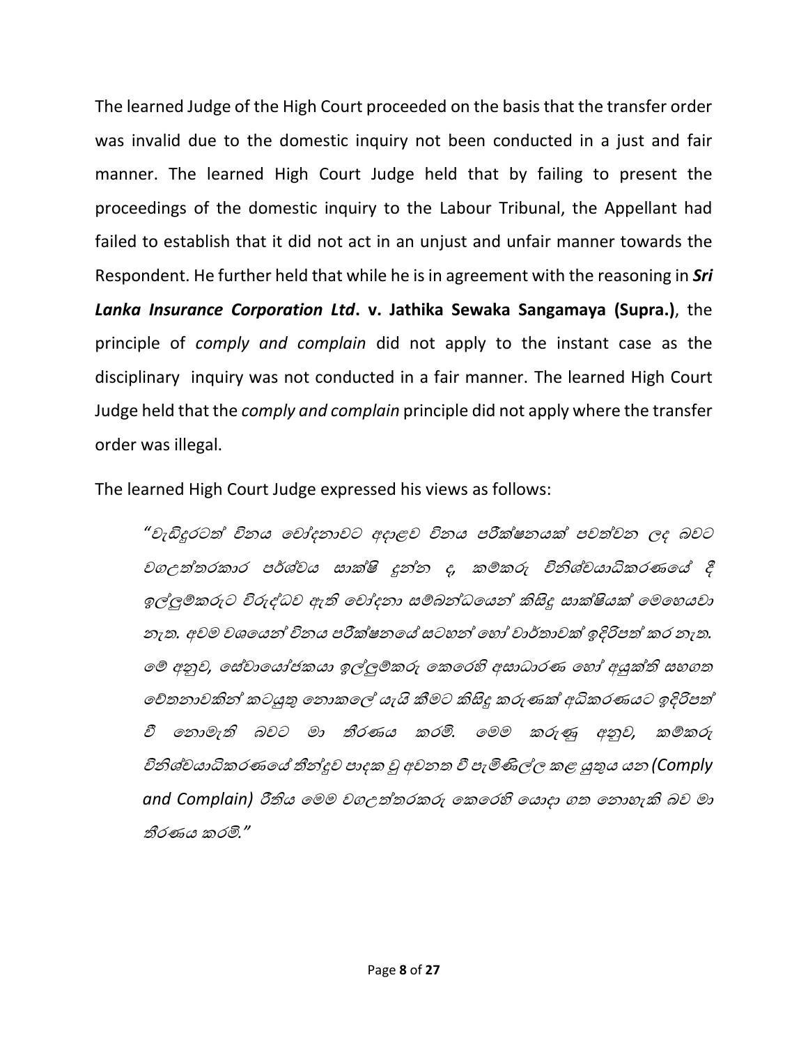The learned Judge of the High Court proceeded on the basis that the transfer order was invalid due to the domestic inquiry not been conducted in a just and fair manner. The learned High Court Judge held that by failing to present the proceedings of the domestic inquiry to the Labour Tribunal, the Appellant had failed to establish that it did not act in an unjust and unfair manner towards the Respondent. He further held that while he is in agreement with the reasoning in ***Sri Lanka Insurance Corporation Ltd*. v. Jathika Sewaka Sangamaya (Supra.)**, the principle of *comply and complain* did not apply to the instant case as the disciplinary inquiry was not conducted in a fair manner. The learned High Court Judge held that the *comply and complain* principle did not apply where the transfer order was illegal.

The learned High Court Judge expressed his views as follows:

> *"වැඩිදුරටත් විනය චෝදනාවට අදාළව විනය පරීක්ෂනයක් පවත්වන ලද බවට වගඋත්තරකාර පර්ශ්වය සාක්ෂි දුන්න ද, කම්කරු විනිශ්චයාධිකරණයේ දී ඉල්ලුම්කරුට විරුද්ධව ඇති චෝදනා සම්බන්ධයෙන් කිසිදු සාක්ෂියක් මෙහෙයවා නැත. අවම වශයෙන් විනය පරීක්ෂනයේ සටහන් හෝ වාර්තාවක් ඉදිරිපත් කර නැත. මේ අනුව, සේවායෝජකයා ඉල්ලුම්කරු කෙරෙහි අසාධාරණ හෝ අයුක්ති සහගත චේතනාවකින් කටයුතු නොකලේ යැයි කීමට කිසිදු කරුණක් අධිකරණයට ඉදිරිපත් වී නොමැති බවට මා තීරණය කරමි. මෙම කරුණු අනුව, කම්කරු විනිශ්චයාධිකරණයේ තීන්දුව පාදක වූ අවනත වී පැමිණිල්ල කළ යුතුය යන (Comply and Complain) රීතිය මෙම වගඋත්තරකරු කෙරෙහි යොදා ගත නොහැකි බව මා තීරණය කරමි."*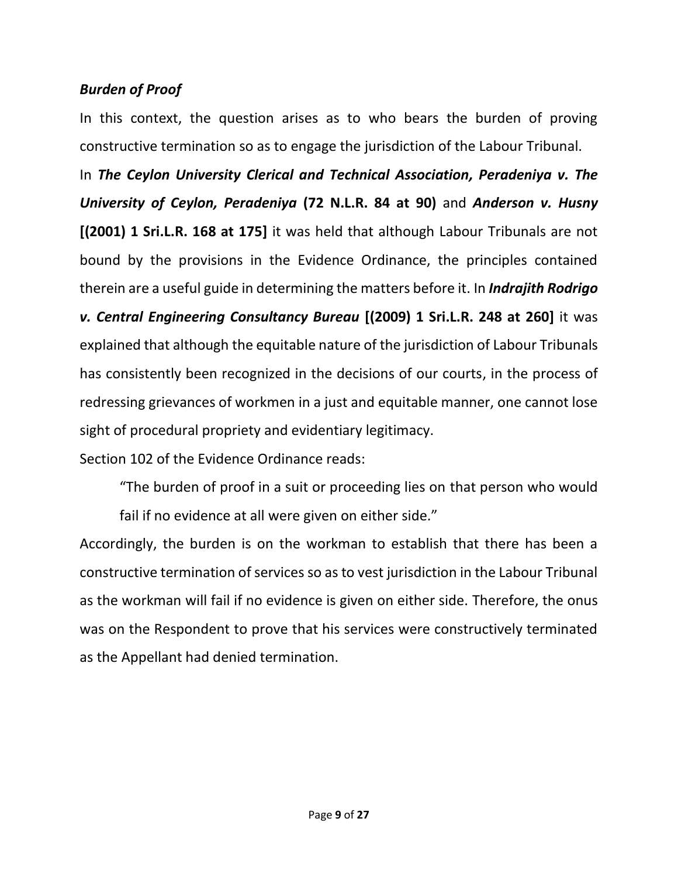***Burden of Proof***

In this context, the question arises as to who bears the burden of proving constructive termination so as to engage the jurisdiction of the Labour Tribunal.

In ***The Ceylon University Clerical and Technical Association, Peradeniya v. The University of Ceylon, Peradeniya*** **(72 N.L.R. 84 at 90)** and ***Anderson v. Husny*** **[(2001) 1 Sri.L.R. 168 at 175]** it was held that although Labour Tribunals are not bound by the provisions in the Evidence Ordinance, the principles contained therein are a useful guide in determining the matters before it. In ***Indrajith Rodrigo v. Central Engineering Consultancy Bureau*** **[(2009) 1 Sri.L.R. 248 at 260]** it was explained that although the equitable nature of the jurisdiction of Labour Tribunals has consistently been recognized in the decisions of our courts, in the process of redressing grievances of workmen in a just and equitable manner, one cannot lose sight of procedural propriety and evidentiary legitimacy.

Section 102 of the Evidence Ordinance reads:

> "The burden of proof in a suit or proceeding lies on that person who would fail if no evidence at all were given on either side."

Accordingly, the burden is on the workman to establish that there has been a constructive termination of services so as to vest jurisdiction in the Labour Tribunal as the workman will fail if no evidence is given on either side. Therefore, the onus was on the Respondent to prove that his services were constructively terminated as the Appellant had denied termination.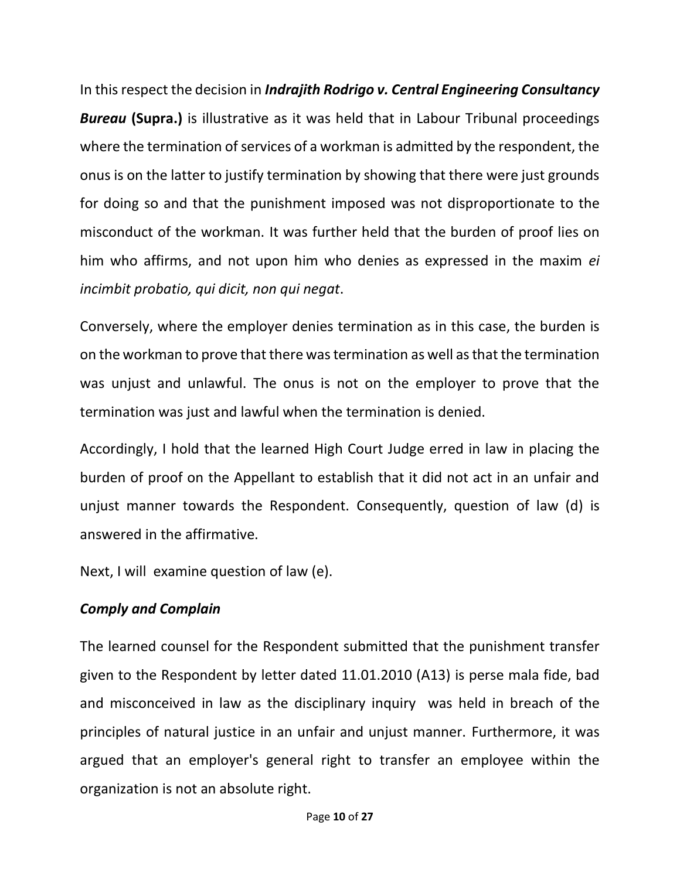In this respect the decision in ***Indrajith Rodrigo v. Central Engineering Consultancy Bureau*** **(Supra.)** is illustrative as it was held that in Labour Tribunal proceedings where the termination of services of a workman is admitted by the respondent, the onus is on the latter to justify termination by showing that there were just grounds for doing so and that the punishment imposed was not disproportionate to the misconduct of the workman. It was further held that the burden of proof lies on him who affirms, and not upon him who denies as expressed in the maxim *ei incimbit probatio, qui dicit, non qui negat*.

Conversely, where the employer denies termination as in this case, the burden is on the workman to prove that there was termination as well as that the termination was unjust and unlawful. The onus is not on the employer to prove that the termination was just and lawful when the termination is denied.

Accordingly, I hold that the learned High Court Judge erred in law in placing the burden of proof on the Appellant to establish that it did not act in an unfair and unjust manner towards the Respondent. Consequently, question of law (d) is answered in the affirmative.

Next, I will examine question of law (e).

***Comply and Complain***

The learned counsel for the Respondent submitted that the punishment transfer given to the Respondent by letter dated 11.01.2010 (A13) is perse mala fide, bad and misconceived in law as the disciplinary inquiry was held in breach of the principles of natural justice in an unfair and unjust manner. Furthermore, it was argued that an employer's general right to transfer an employee within the organization is not an absolute right.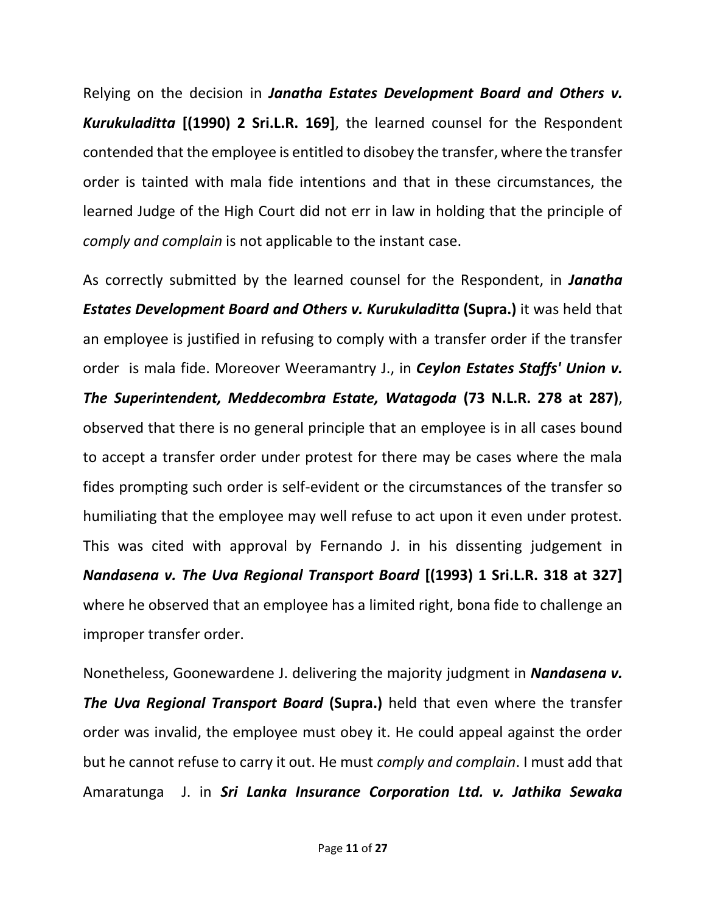Relying on the decision in ***Janatha Estates Development Board and Others v. Kurukuladitta*** **[(1990) 2 Sri.L.R. 169]**, the learned counsel for the Respondent contended that the employee is entitled to disobey the transfer, where the transfer order is tainted with mala fide intentions and that in these circumstances, the learned Judge of the High Court did not err in law in holding that the principle of *comply and complain* is not applicable to the instant case.

As correctly submitted by the learned counsel for the Respondent, in ***Janatha Estates Development Board and Others v. Kurukuladitta*** **(Supra.)** it was held that an employee is justified in refusing to comply with a transfer order if the transfer order is mala fide. Moreover Weeramantry J., in ***Ceylon Estates Staffs' Union v. The Superintendent, Meddecombra Estate, Watagoda*** **(73 N.L.R. 278 at 287)**, observed that there is no general principle that an employee is in all cases bound to accept a transfer order under protest for there may be cases where the mala fides prompting such order is self-evident or the circumstances of the transfer so humiliating that the employee may well refuse to act upon it even under protest. This was cited with approval by Fernando J. in his dissenting judgement in ***Nandasena v. The Uva Regional Transport Board*** **[(1993) 1 Sri.L.R. 318 at 327]** where he observed that an employee has a limited right, bona fide to challenge an improper transfer order.

Nonetheless, Goonewardene J. delivering the majority judgment in ***Nandasena v. The Uva Regional Transport Board*** **(Supra.)** held that even where the transfer order was invalid, the employee must obey it. He could appeal against the order but he cannot refuse to carry it out. He must *comply and complain*. I must add that Amaratunga J. in ***Sri Lanka Insurance Corporation Ltd. v. Jathika Sewaka***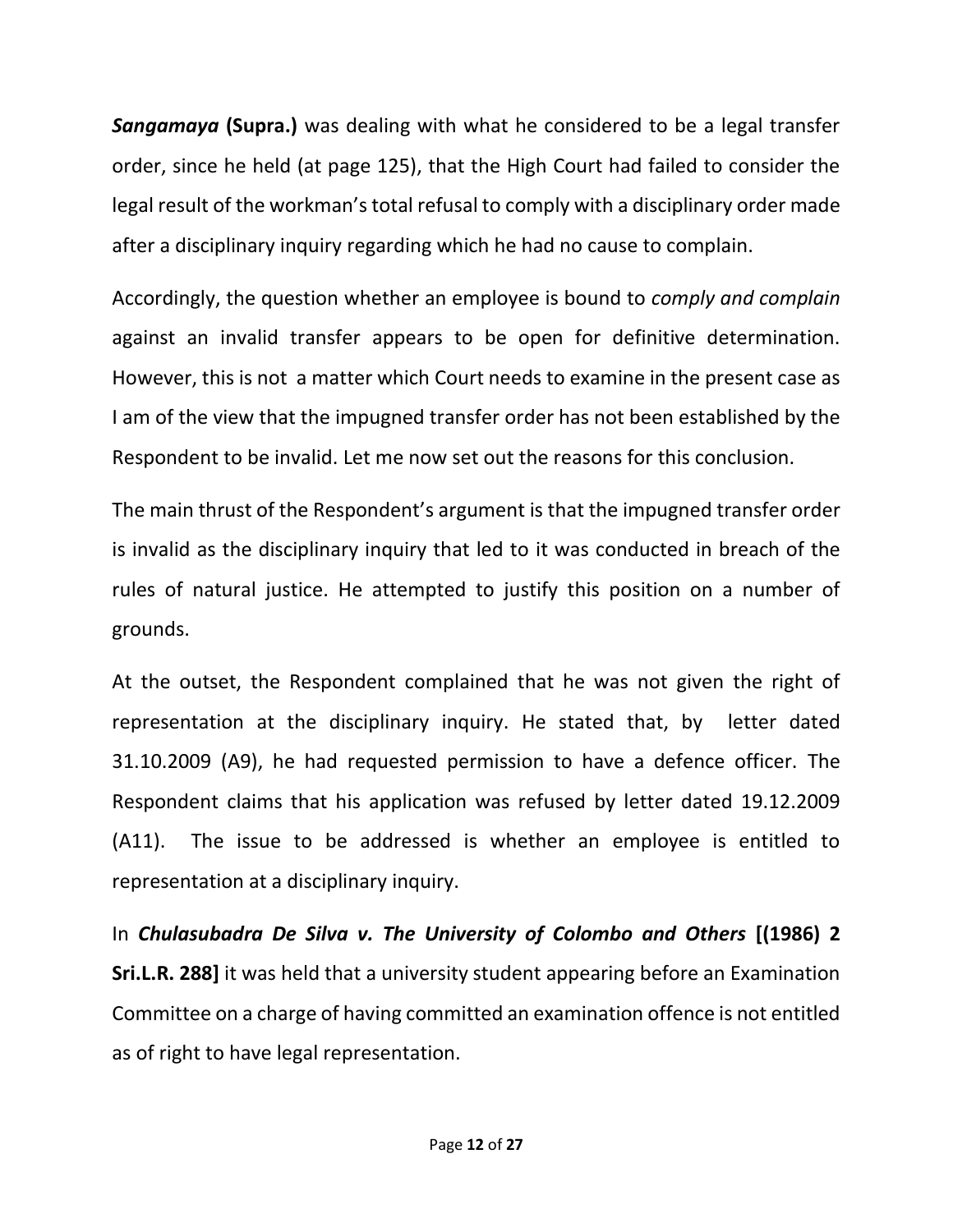***Sangamaya* (Supra.)** was dealing with what he considered to be a legal transfer order, since he held (at page 125), that the High Court had failed to consider the legal result of the workman's total refusal to comply with a disciplinary order made after a disciplinary inquiry regarding which he had no cause to complain.

Accordingly, the question whether an employee is bound to *comply and complain* against an invalid transfer appears to be open for definitive determination. However, this is not a matter which Court needs to examine in the present case as I am of the view that the impugned transfer order has not been established by the Respondent to be invalid. Let me now set out the reasons for this conclusion.

The main thrust of the Respondent's argument is that the impugned transfer order is invalid as the disciplinary inquiry that led to it was conducted in breach of the rules of natural justice. He attempted to justify this position on a number of grounds.

At the outset, the Respondent complained that he was not given the right of representation at the disciplinary inquiry. He stated that, by letter dated 31.10.2009 (A9), he had requested permission to have a defence officer. The Respondent claims that his application was refused by letter dated 19.12.2009 (A11). The issue to be addressed is whether an employee is entitled to representation at a disciplinary inquiry.

In ***Chulasubadra De Silva v. The University of Colombo and Others* [(1986) 2 Sri.L.R. 288]** it was held that a university student appearing before an Examination Committee on a charge of having committed an examination offence is not entitled as of right to have legal representation.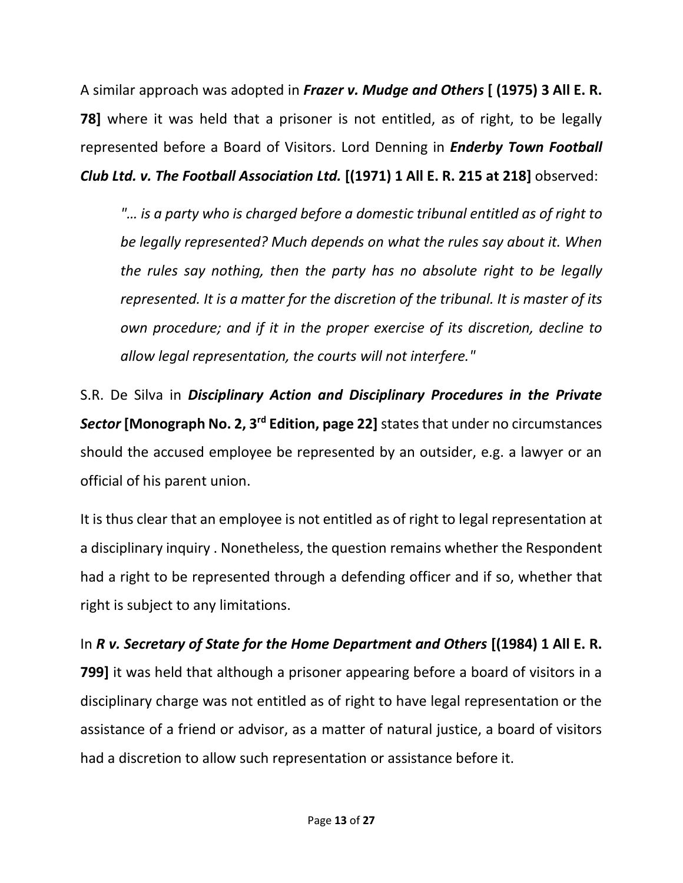A similar approach was adopted in ***Frazer v. Mudge and Others* [ (1975) 3 All E. R. 78]** where it was held that a prisoner is not entitled, as of right, to be legally represented before a Board of Visitors. Lord Denning in ***Enderby Town Football Club Ltd. v. The Football Association Ltd.* [(1971) 1 All E. R. 215 at 218]** observed:

> *"… is a party who is charged before a domestic tribunal entitled as of right to be legally represented? Much depends on what the rules say about it. When the rules say nothing, then the party has no absolute right to be legally represented. It is a matter for the discretion of the tribunal. It is master of its own procedure; and if it in the proper exercise of its discretion, decline to allow legal representation, the courts will not interfere."*

S.R. De Silva in ***Disciplinary Action and Disciplinary Procedures in the Private Sector* [Monograph No. 2, 3rd Edition, page 22]** states that under no circumstances should the accused employee be represented by an outsider, e.g. a lawyer or an official of his parent union.

It is thus clear that an employee is not entitled as of right to legal representation at a disciplinary inquiry . Nonetheless, the question remains whether the Respondent had a right to be represented through a defending officer and if so, whether that right is subject to any limitations.

In ***R v. Secretary of State for the Home Department and Others* [(1984) 1 All E. R. 799]** it was held that although a prisoner appearing before a board of visitors in a disciplinary charge was not entitled as of right to have legal representation or the assistance of a friend or advisor, as a matter of natural justice, a board of visitors had a discretion to allow such representation or assistance before it.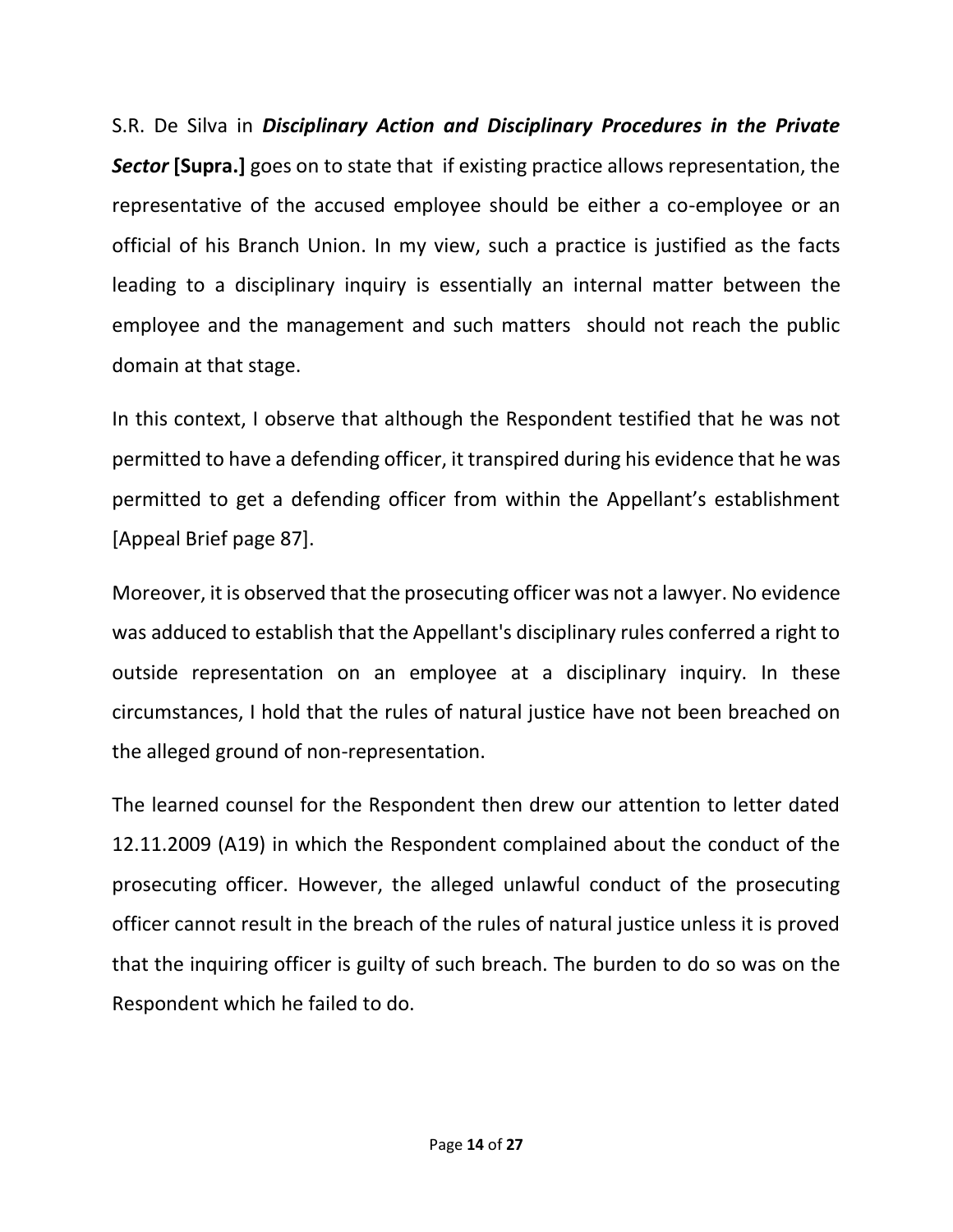S.R. De Silva in ***Disciplinary Action and Disciplinary Procedures in the Private Sector*** **[Supra.]** goes on to state that if existing practice allows representation, the representative of the accused employee should be either a co-employee or an official of his Branch Union. In my view, such a practice is justified as the facts leading to a disciplinary inquiry is essentially an internal matter between the employee and the management and such matters should not reach the public domain at that stage.

In this context, I observe that although the Respondent testified that he was not permitted to have a defending officer, it transpired during his evidence that he was permitted to get a defending officer from within the Appellant's establishment [Appeal Brief page 87].

Moreover, it is observed that the prosecuting officer was not a lawyer. No evidence was adduced to establish that the Appellant's disciplinary rules conferred a right to outside representation on an employee at a disciplinary inquiry. In these circumstances, I hold that the rules of natural justice have not been breached on the alleged ground of non-representation.

The learned counsel for the Respondent then drew our attention to letter dated 12.11.2009 (A19) in which the Respondent complained about the conduct of the prosecuting officer. However, the alleged unlawful conduct of the prosecuting officer cannot result in the breach of the rules of natural justice unless it is proved that the inquiring officer is guilty of such breach. The burden to do so was on the Respondent which he failed to do.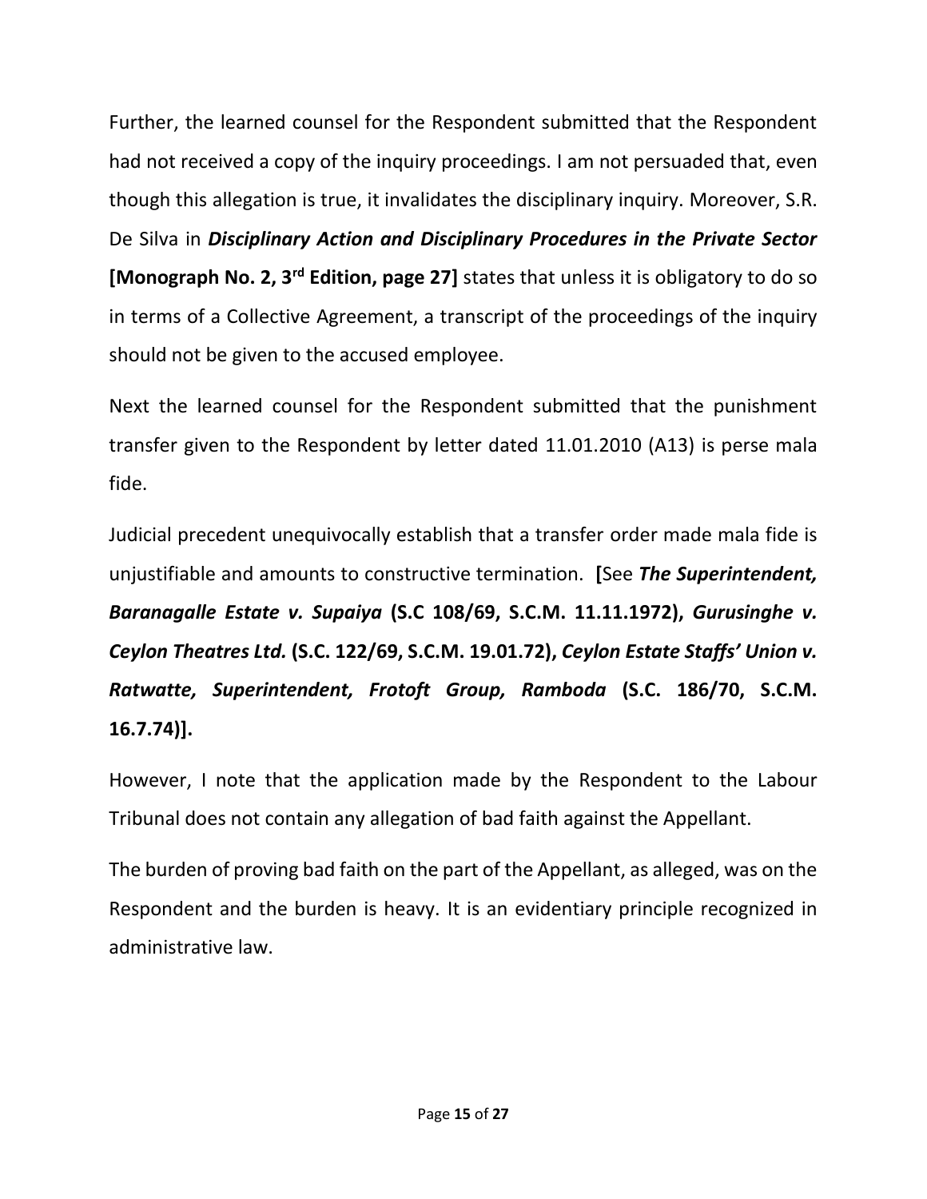Further, the learned counsel for the Respondent submitted that the Respondent had not received a copy of the inquiry proceedings. I am not persuaded that, even though this allegation is true, it invalidates the disciplinary inquiry. Moreover, S.R. De Silva in ***Disciplinary Action and Disciplinary Procedures in the Private Sector*** **[Monograph No. 2, 3rd Edition, page 27]** states that unless it is obligatory to do so in terms of a Collective Agreement, a transcript of the proceedings of the inquiry should not be given to the accused employee.

Next the learned counsel for the Respondent submitted that the punishment transfer given to the Respondent by letter dated 11.01.2010 (A13) is perse mala fide.

Judicial precedent unequivocally establish that a transfer order made mala fide is unjustifiable and amounts to constructive termination. **[**See ***The Superintendent, Baranagalle Estate v. Supaiya*** **(S.C 108/69, S.C.M. 11.11.1972),** ***Gurusinghe v. Ceylon Theatres Ltd.*** **(S.C. 122/69, S.C.M. 19.01.72),** ***Ceylon Estate Staffs' Union v. Ratwatte, Superintendent, Frotoft Group, Ramboda*** **(S.C. 186/70, S.C.M. 16.7.74)].**

However, I note that the application made by the Respondent to the Labour Tribunal does not contain any allegation of bad faith against the Appellant.

The burden of proving bad faith on the part of the Appellant, as alleged, was on the Respondent and the burden is heavy. It is an evidentiary principle recognized in administrative law.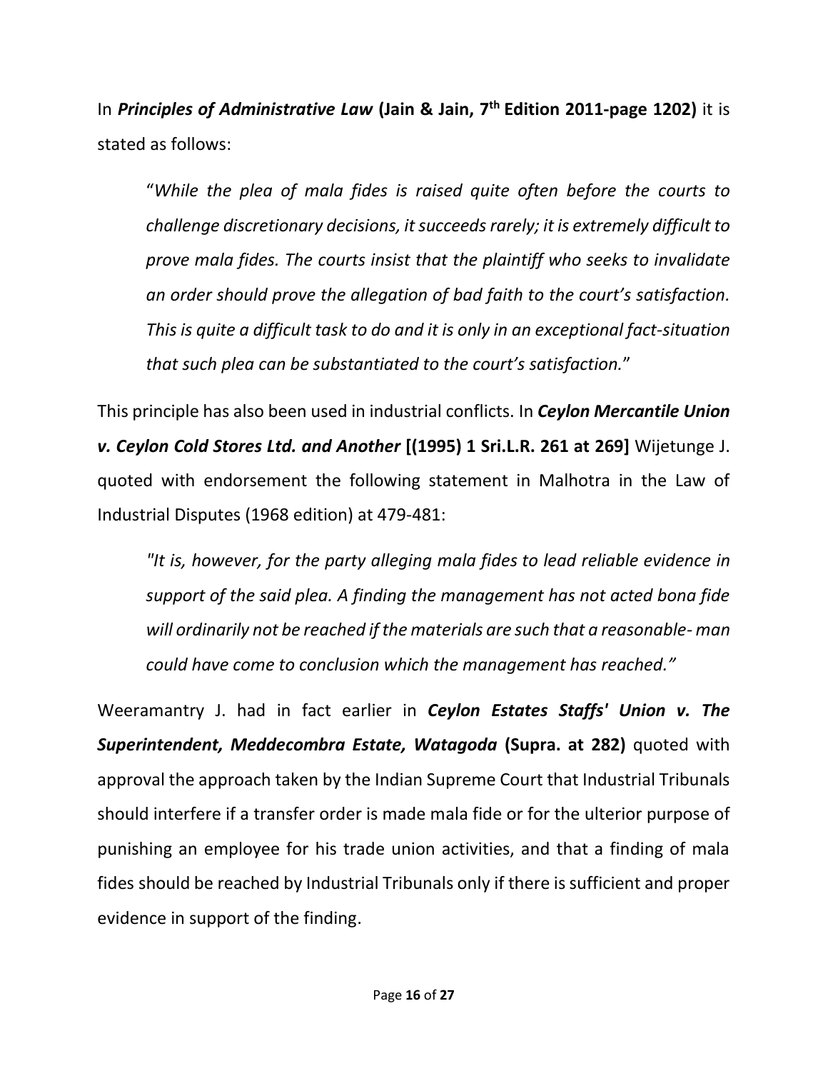In ***Principles of Administrative Law*** **(Jain & Jain, 7th Edition 2011-page 1202)** it is stated as follows:

> "*While the plea of mala fides is raised quite often before the courts to challenge discretionary decisions, it succeeds rarely; it is extremely difficult to prove mala fides. The courts insist that the plaintiff who seeks to invalidate an order should prove the allegation of bad faith to the court's satisfaction. This is quite a difficult task to do and it is only in an exceptional fact-situation that such plea can be substantiated to the court's satisfaction.*"

This principle has also been used in industrial conflicts. In ***Ceylon Mercantile Union v. Ceylon Cold Stores Ltd. and Another*** **[(1995) 1 Sri.L.R. 261 at 269]** Wijetunge J. quoted with endorsement the following statement in Malhotra in the Law of Industrial Disputes (1968 edition) at 479-481:

> *"It is, however, for the party alleging mala fides to lead reliable evidence in support of the said plea. A finding the management has not acted bona fide will ordinarily not be reached if the materials are such that a reasonable- man could have come to conclusion which the management has reached."*

Weeramantry J. had in fact earlier in ***Ceylon Estates Staffs' Union v. The Superintendent, Meddecombra Estate, Watagoda*** **(Supra. at 282)** quoted with approval the approach taken by the Indian Supreme Court that Industrial Tribunals should interfere if a transfer order is made mala fide or for the ulterior purpose of punishing an employee for his trade union activities, and that a finding of mala fides should be reached by Industrial Tribunals only if there is sufficient and proper evidence in support of the finding.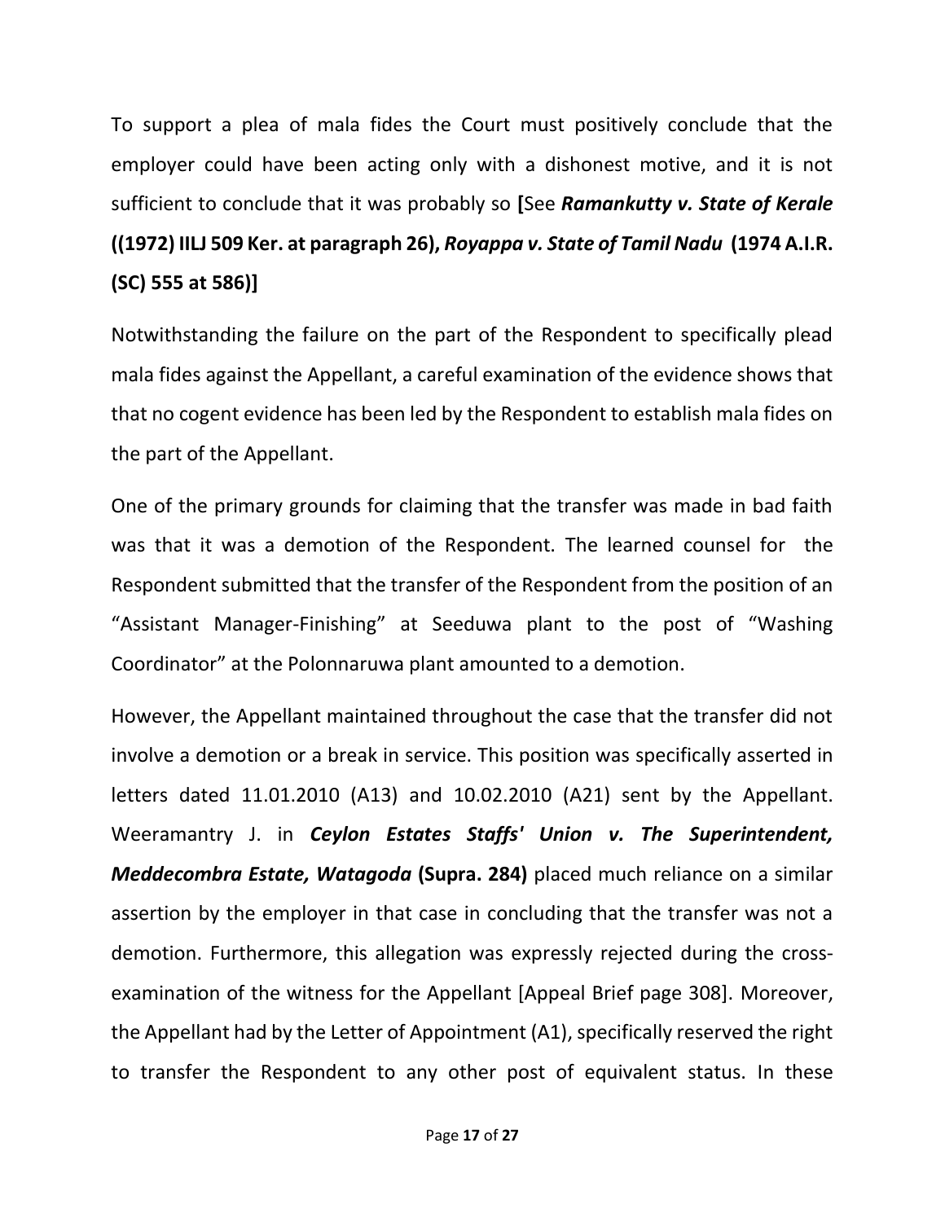To support a plea of mala fides the Court must positively conclude that the employer could have been acting only with a dishonest motive, and it is not sufficient to conclude that it was probably so **[**See ***Ramankutty v. State of Kerale* ((1972) IILJ 509 Ker. at paragraph 26),** ***Royappa v. State of Tamil Nadu* (1974 A.I.R. (SC) 555 at 586)]**

Notwithstanding the failure on the part of the Respondent to specifically plead mala fides against the Appellant, a careful examination of the evidence shows that that no cogent evidence has been led by the Respondent to establish mala fides on the part of the Appellant.

One of the primary grounds for claiming that the transfer was made in bad faith was that it was a demotion of the Respondent. The learned counsel for the Respondent submitted that the transfer of the Respondent from the position of an "Assistant Manager-Finishing" at Seeduwa plant to the post of "Washing Coordinator" at the Polonnaruwa plant amounted to a demotion.

However, the Appellant maintained throughout the case that the transfer did not involve a demotion or a break in service. This position was specifically asserted in letters dated 11.01.2010 (A13) and 10.02.2010 (A21) sent by the Appellant. Weeramantry J. in ***Ceylon Estates Staffs' Union v. The Superintendent, Meddecombra Estate, Watagoda* (Supra. 284)** placed much reliance on a similar assertion by the employer in that case in concluding that the transfer was not a demotion. Furthermore, this allegation was expressly rejected during the cross-examination of the witness for the Appellant [Appeal Brief page 308]. Moreover, the Appellant had by the Letter of Appointment (A1), specifically reserved the right to transfer the Respondent to any other post of equivalent status. In these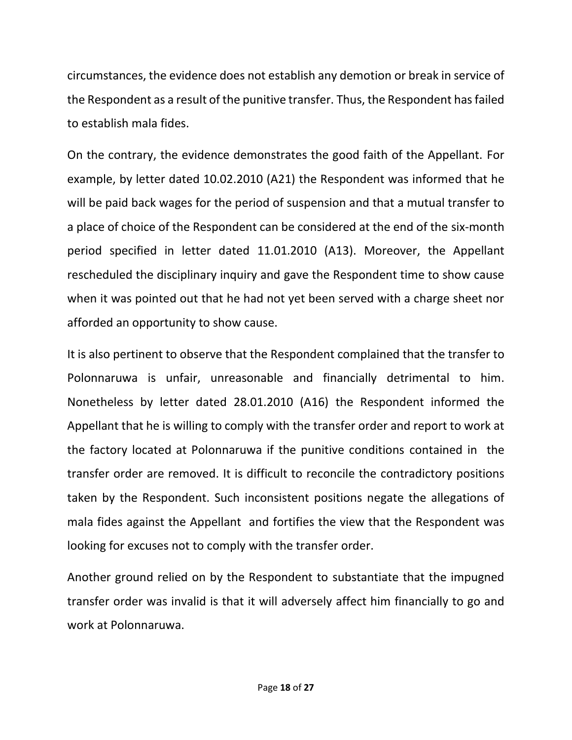circumstances, the evidence does not establish any demotion or break in service of the Respondent as a result of the punitive transfer. Thus, the Respondent has failed to establish mala fides.

On the contrary, the evidence demonstrates the good faith of the Appellant. For example, by letter dated 10.02.2010 (A21) the Respondent was informed that he will be paid back wages for the period of suspension and that a mutual transfer to a place of choice of the Respondent can be considered at the end of the six-month period specified in letter dated 11.01.2010 (A13). Moreover, the Appellant rescheduled the disciplinary inquiry and gave the Respondent time to show cause when it was pointed out that he had not yet been served with a charge sheet nor afforded an opportunity to show cause.

It is also pertinent to observe that the Respondent complained that the transfer to Polonnaruwa is unfair, unreasonable and financially detrimental to him. Nonetheless by letter dated 28.01.2010 (A16) the Respondent informed the Appellant that he is willing to comply with the transfer order and report to work at the factory located at Polonnaruwa if the punitive conditions contained in the transfer order are removed. It is difficult to reconcile the contradictory positions taken by the Respondent. Such inconsistent positions negate the allegations of mala fides against the Appellant and fortifies the view that the Respondent was looking for excuses not to comply with the transfer order.

Another ground relied on by the Respondent to substantiate that the impugned transfer order was invalid is that it will adversely affect him financially to go and work at Polonnaruwa.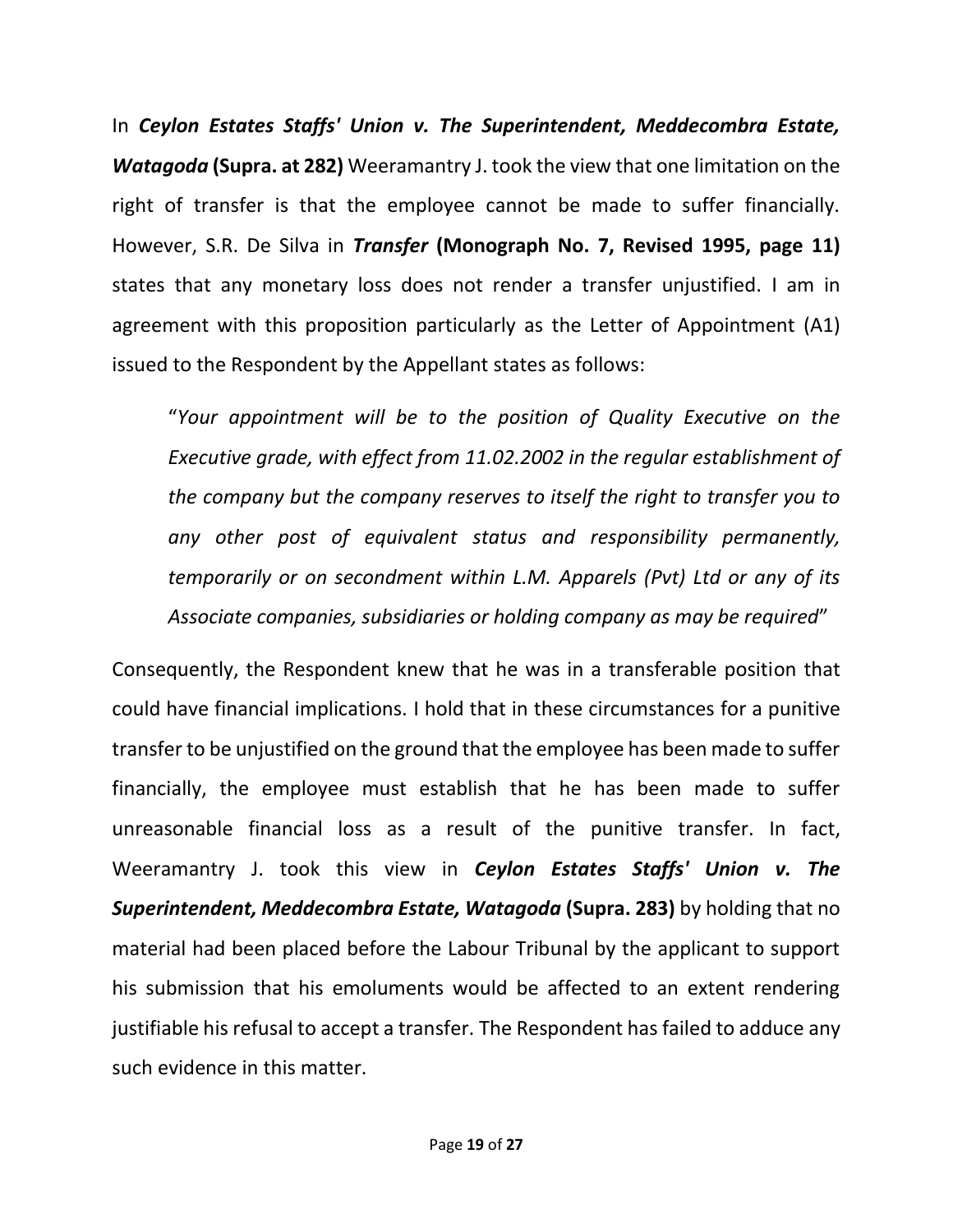In ***Ceylon Estates Staffs' Union v. The Superintendent, Meddecombra Estate, Watagoda*** **(Supra. at 282)** Weeramantry J. took the view that one limitation on the right of transfer is that the employee cannot be made to suffer financially. However, S.R. De Silva in ***Transfer*** **(Monograph No. 7, Revised 1995, page 11)** states that any monetary loss does not render a transfer unjustified. I am in agreement with this proposition particularly as the Letter of Appointment (A1) issued to the Respondent by the Appellant states as follows:

> "*Your appointment will be to the position of Quality Executive on the Executive grade, with effect from 11.02.2002 in the regular establishment of the company but the company reserves to itself the right to transfer you to any other post of equivalent status and responsibility permanently, temporarily or on secondment within L.M. Apparels (Pvt) Ltd or any of its Associate companies, subsidiaries or holding company as may be required*"

Consequently, the Respondent knew that he was in a transferable position that could have financial implications. I hold that in these circumstances for a punitive transfer to be unjustified on the ground that the employee has been made to suffer financially, the employee must establish that he has been made to suffer unreasonable financial loss as a result of the punitive transfer. In fact, Weeramantry J. took this view in ***Ceylon Estates Staffs' Union v. The Superintendent, Meddecombra Estate, Watagoda*** **(Supra. 283)** by holding that no material had been placed before the Labour Tribunal by the applicant to support his submission that his emoluments would be affected to an extent rendering justifiable his refusal to accept a transfer. The Respondent has failed to adduce any such evidence in this matter.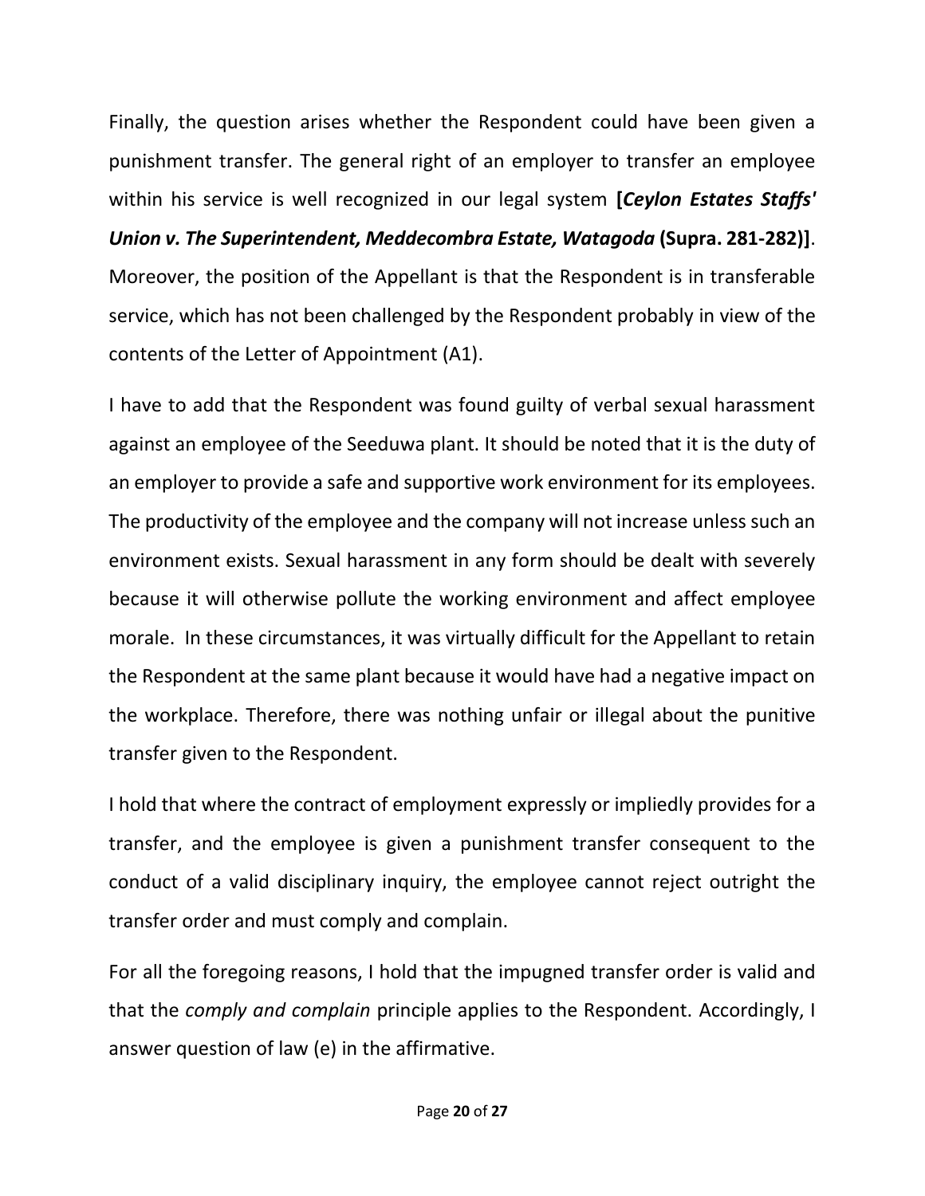Finally, the question arises whether the Respondent could have been given a punishment transfer. The general right of an employer to transfer an employee within his service is well recognized in our legal system **[*Ceylon Estates Staffs' Union v. The Superintendent, Meddecombra Estate, Watagoda* (Supra. 281-282)]**. Moreover, the position of the Appellant is that the Respondent is in transferable service, which has not been challenged by the Respondent probably in view of the contents of the Letter of Appointment (A1).

I have to add that the Respondent was found guilty of verbal sexual harassment against an employee of the Seeduwa plant. It should be noted that it is the duty of an employer to provide a safe and supportive work environment for its employees. The productivity of the employee and the company will not increase unless such an environment exists. Sexual harassment in any form should be dealt with severely because it will otherwise pollute the working environment and affect employee morale. In these circumstances, it was virtually difficult for the Appellant to retain the Respondent at the same plant because it would have had a negative impact on the workplace. Therefore, there was nothing unfair or illegal about the punitive transfer given to the Respondent.

I hold that where the contract of employment expressly or impliedly provides for a transfer, and the employee is given a punishment transfer consequent to the conduct of a valid disciplinary inquiry, the employee cannot reject outright the transfer order and must comply and complain.

For all the foregoing reasons, I hold that the impugned transfer order is valid and that the *comply and complain* principle applies to the Respondent. Accordingly, I answer question of law (e) in the affirmative.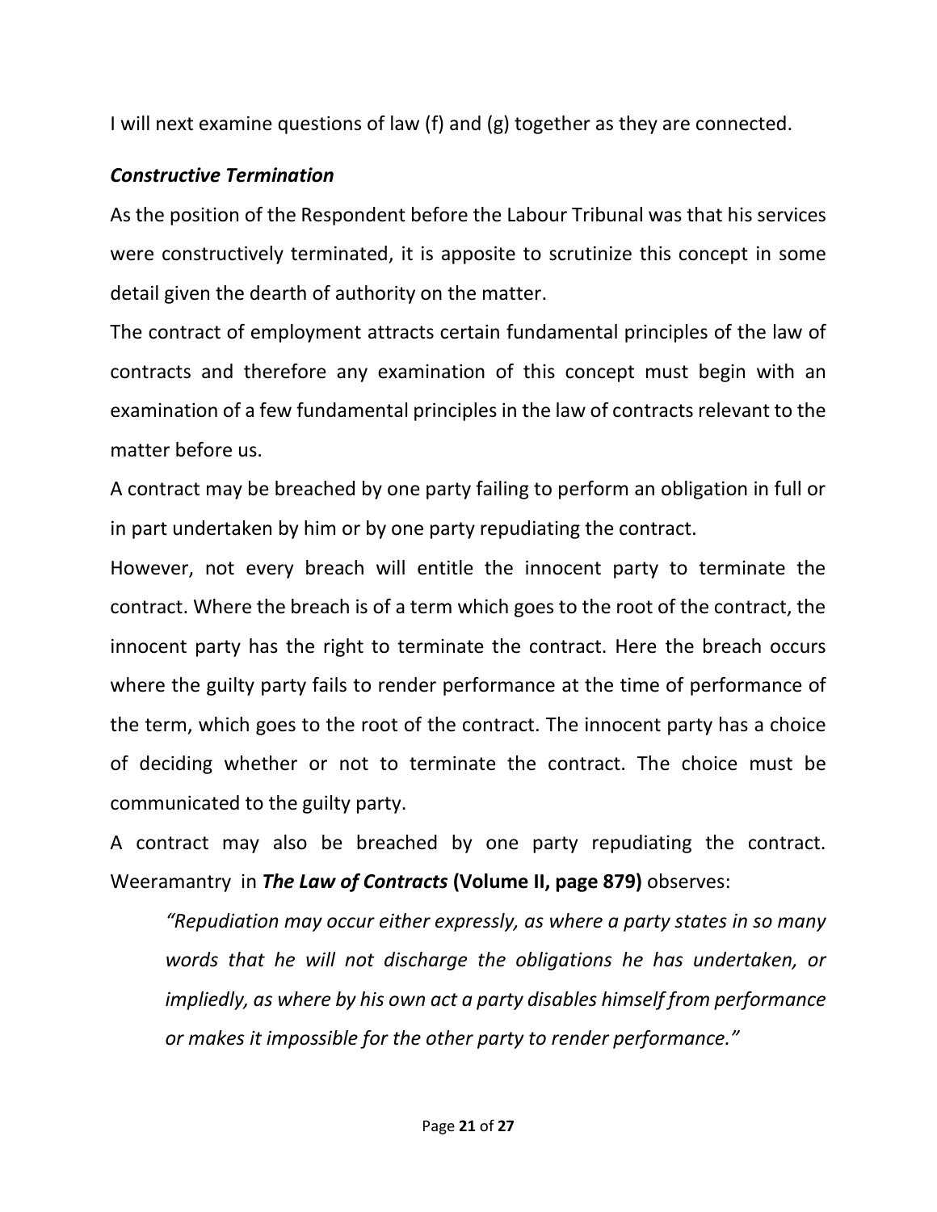I will next examine questions of law (f) and (g) together as they are connected.

***Constructive Termination***

As the position of the Respondent before the Labour Tribunal was that his services were constructively terminated, it is apposite to scrutinize this concept in some detail given the dearth of authority on the matter.

The contract of employment attracts certain fundamental principles of the law of contracts and therefore any examination of this concept must begin with an examination of a few fundamental principles in the law of contracts relevant to the matter before us.

A contract may be breached by one party failing to perform an obligation in full or in part undertaken by him or by one party repudiating the contract.

However, not every breach will entitle the innocent party to terminate the contract. Where the breach is of a term which goes to the root of the contract, the innocent party has the right to terminate the contract. Here the breach occurs where the guilty party fails to render performance at the time of performance of the term, which goes to the root of the contract. The innocent party has a choice of deciding whether or not to terminate the contract. The choice must be communicated to the guilty party.

A contract may also be breached by one party repudiating the contract. Weeramantry in ***The Law of Contracts*** **(Volume II, page 879)** observes:

> *"Repudiation may occur either expressly, as where a party states in so many words that he will not discharge the obligations he has undertaken, or impliedly, as where by his own act a party disables himself from performance or makes it impossible for the other party to render performance."*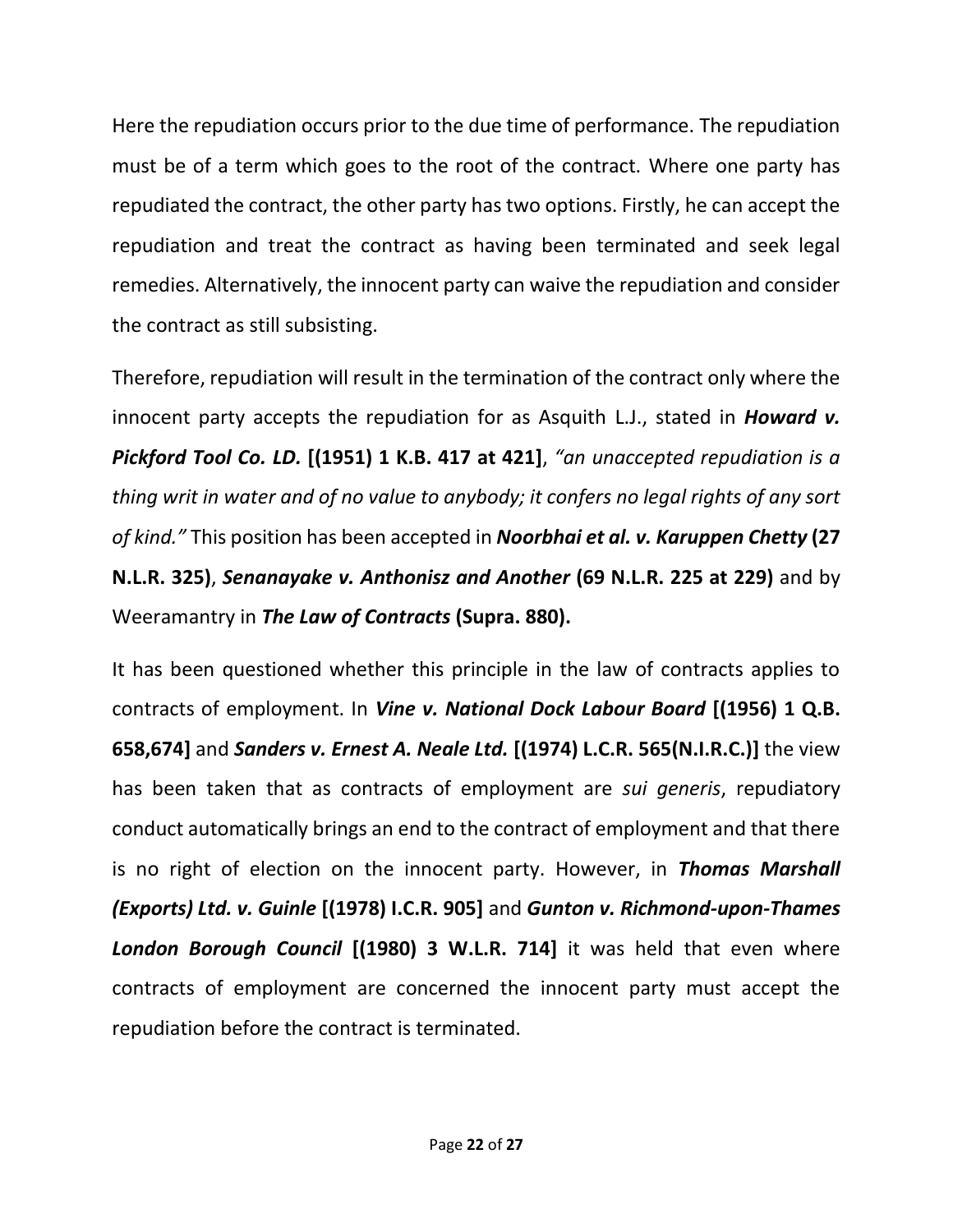Here the repudiation occurs prior to the due time of performance. The repudiation must be of a term which goes to the root of the contract. Where one party has repudiated the contract, the other party has two options. Firstly, he can accept the repudiation and treat the contract as having been terminated and seek legal remedies. Alternatively, the innocent party can waive the repudiation and consider the contract as still subsisting.

Therefore, repudiation will result in the termination of the contract only where the innocent party accepts the repudiation for as Asquith L.J., stated in ***Howard v. Pickford Tool Co. LD.*** **[(1951) 1 K.B. 417 at 421]**, *"an unaccepted repudiation is a thing writ in water and of no value to anybody; it confers no legal rights of any sort of kind."* This position has been accepted in ***Noorbhai et al. v. Karuppen Chetty*** **(27 N.L.R. 325)**, ***Senanayake v. Anthonisz and Another*** **(69 N.L.R. 225 at 229)** and by Weeramantry in ***The Law of Contracts*** **(Supra. 880).**

It has been questioned whether this principle in the law of contracts applies to contracts of employment. In ***Vine v. National Dock Labour Board*** **[(1956) 1 Q.B. 658,674]** and ***Sanders v. Ernest A. Neale Ltd.*** **[(1974) L.C.R. 565(N.I.R.C.)]** the view has been taken that as contracts of employment are *sui generis*, repudiatory conduct automatically brings an end to the contract of employment and that there is no right of election on the innocent party. However, in ***Thomas Marshall (Exports) Ltd. v. Guinle*** **[(1978) I.C.R. 905]** and ***Gunton v. Richmond-upon-Thames London Borough Council*** **[(1980) 3 W.L.R. 714]** it was held that even where contracts of employment are concerned the innocent party must accept the repudiation before the contract is terminated.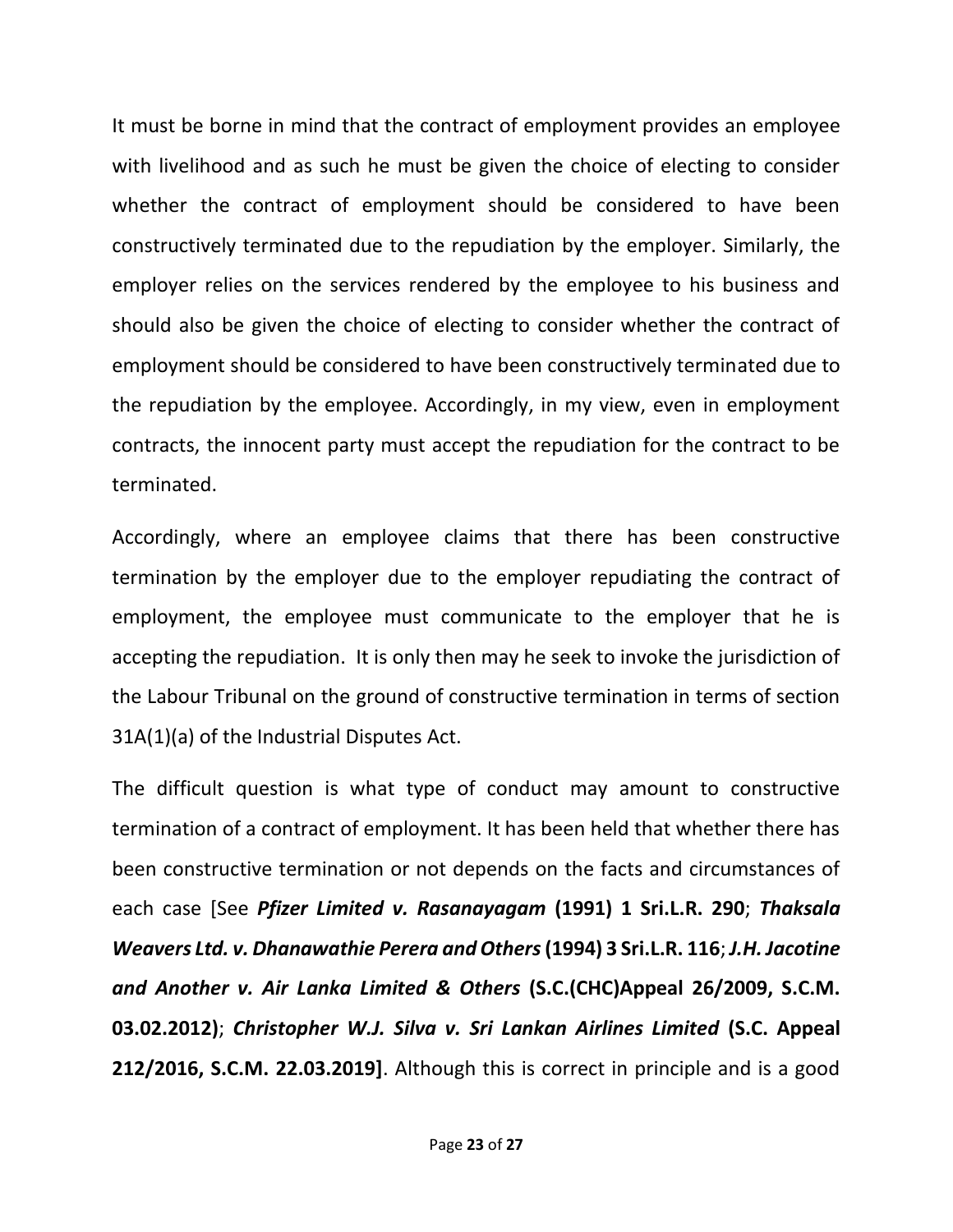It must be borne in mind that the contract of employment provides an employee with livelihood and as such he must be given the choice of electing to consider whether the contract of employment should be considered to have been constructively terminated due to the repudiation by the employer. Similarly, the employer relies on the services rendered by the employee to his business and should also be given the choice of electing to consider whether the contract of employment should be considered to have been constructively terminated due to the repudiation by the employee. Accordingly, in my view, even in employment contracts, the innocent party must accept the repudiation for the contract to be terminated.

Accordingly, where an employee claims that there has been constructive termination by the employer due to the employer repudiating the contract of employment, the employee must communicate to the employer that he is accepting the repudiation. It is only then may he seek to invoke the jurisdiction of the Labour Tribunal on the ground of constructive termination in terms of section 31A(1)(a) of the Industrial Disputes Act.

The difficult question is what type of conduct may amount to constructive termination of a contract of employment. It has been held that whether there has been constructive termination or not depends on the facts and circumstances of each case [See ***Pfizer Limited v. Rasanayagam*** **(1991) 1 Sri.L.R. 290**; ***Thaksala Weavers Ltd. v. Dhanawathie Perera and Others*** **(1994) 3 Sri.L.R. 116**; ***J.H. Jacotine and Another v. Air Lanka Limited & Others*** **(S.C.(CHC)Appeal 26/2009, S.C.M. 03.02.2012)**; ***Christopher W.J. Silva v. Sri Lankan Airlines Limited*** **(S.C. Appeal 212/2016, S.C.M. 22.03.2019]**. Although this is correct in principle and is a good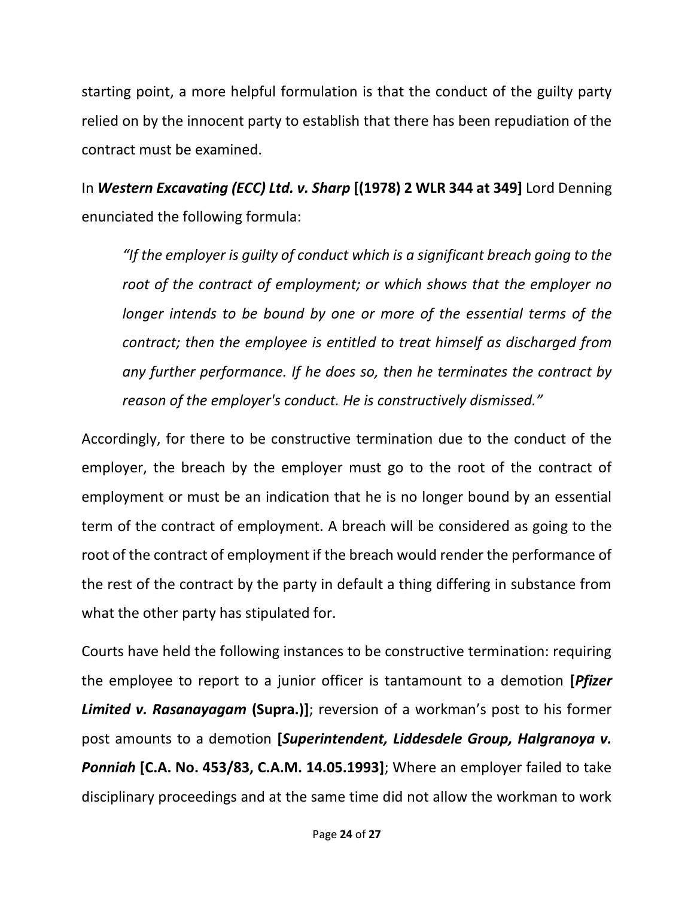starting point, a more helpful formulation is that the conduct of the guilty party relied on by the innocent party to establish that there has been repudiation of the contract must be examined.

In ***Western Excavating (ECC) Ltd. v. Sharp*** **[(1978) 2 WLR 344 at 349]** Lord Denning enunciated the following formula:

> *"If the employer is guilty of conduct which is a significant breach going to the root of the contract of employment; or which shows that the employer no longer intends to be bound by one or more of the essential terms of the contract; then the employee is entitled to treat himself as discharged from any further performance. If he does so, then he terminates the contract by reason of the employer's conduct. He is constructively dismissed."*

Accordingly, for there to be constructive termination due to the conduct of the employer, the breach by the employer must go to the root of the contract of employment or must be an indication that he is no longer bound by an essential term of the contract of employment. A breach will be considered as going to the root of the contract of employment if the breach would render the performance of the rest of the contract by the party in default a thing differing in substance from what the other party has stipulated for.

Courts have held the following instances to be constructive termination: requiring the employee to report to a junior officer is tantamount to a demotion **[*Pfizer Limited v. Rasanayagam* (Supra.)]**; reversion of a workman's post to his former post amounts to a demotion **[*Superintendent, Liddesdele Group, Halgranoya v. Ponniah* [C.A. No. 453/83, C.A.M. 14.05.1993]**; Where an employer failed to take disciplinary proceedings and at the same time did not allow the workman to work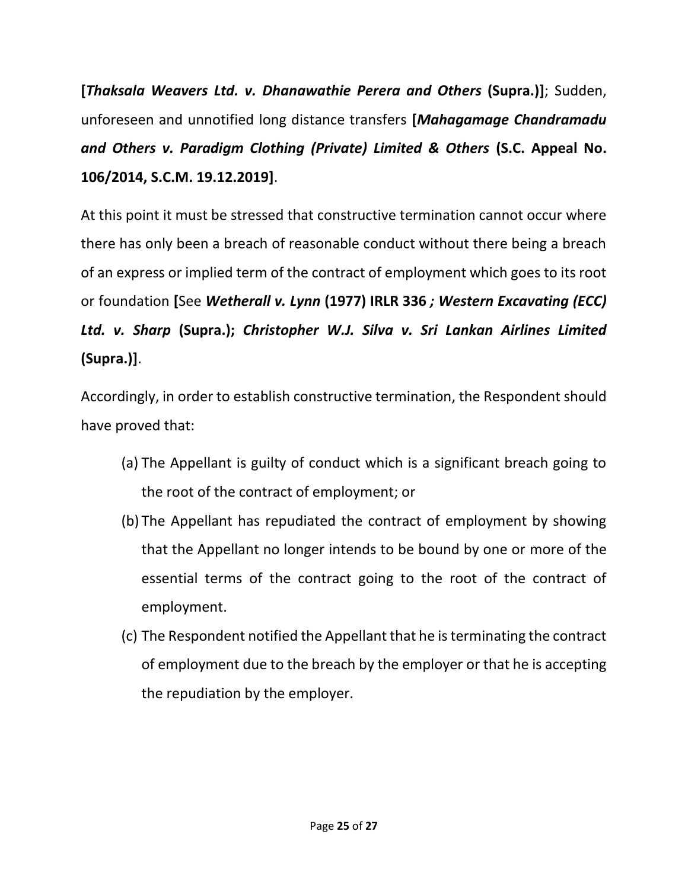**[*Thaksala Weavers Ltd. v. Dhanawathie Perera and Others* (Supra.)]**; Sudden, unforeseen and unnotified long distance transfers **[*Mahagamage Chandramadu and Others v. Paradigm Clothing (Private) Limited & Others* (S.C. Appeal No. 106/2014, S.C.M. 19.12.2019]**.

At this point it must be stressed that constructive termination cannot occur where there has only been a breach of reasonable conduct without there being a breach of an express or implied term of the contract of employment which goes to its root or foundation **[**See ***Wetherall v. Lynn* (1977) IRLR 336 *; Western Excavating (ECC) Ltd. v. Sharp* (Supra.); *Christopher W.J. Silva v. Sri Lankan Airlines Limited* (Supra.)]**.

Accordingly, in order to establish constructive termination, the Respondent should have proved that:

(a) The Appellant is guilty of conduct which is a significant breach going to the root of the contract of employment; or

(b) The Appellant has repudiated the contract of employment by showing that the Appellant no longer intends to be bound by one or more of the essential terms of the contract going to the root of the contract of employment.

(c) The Respondent notified the Appellant that he is terminating the contract of employment due to the breach by the employer or that he is accepting the repudiation by the employer.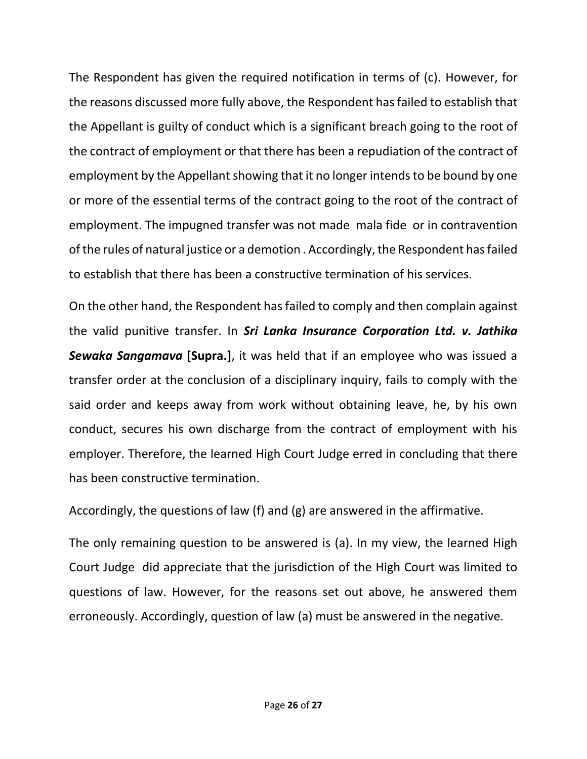The Respondent has given the required notification in terms of (c). However, for the reasons discussed more fully above, the Respondent has failed to establish that the Appellant is guilty of conduct which is a significant breach going to the root of the contract of employment or that there has been a repudiation of the contract of employment by the Appellant showing that it no longer intends to be bound by one or more of the essential terms of the contract going to the root of the contract of employment. The impugned transfer was not made mala fide or in contravention of the rules of natural justice or a demotion . Accordingly, the Respondent has failed to establish that there has been a constructive termination of his services.

On the other hand, the Respondent has failed to comply and then complain against the valid punitive transfer. In ***Sri Lanka Insurance Corporation Ltd. v. Jathika Sewaka Sangamava*** **[Supra.]**, it was held that if an employee who was issued a transfer order at the conclusion of a disciplinary inquiry, fails to comply with the said order and keeps away from work without obtaining leave, he, by his own conduct, secures his own discharge from the contract of employment with his employer. Therefore, the learned High Court Judge erred in concluding that there has been constructive termination.

Accordingly, the questions of law (f) and (g) are answered in the affirmative.

The only remaining question to be answered is (a). In my view, the learned High Court Judge did appreciate that the jurisdiction of the High Court was limited to questions of law. However, for the reasons set out above, he answered them erroneously. Accordingly, question of law (a) must be answered in the negative.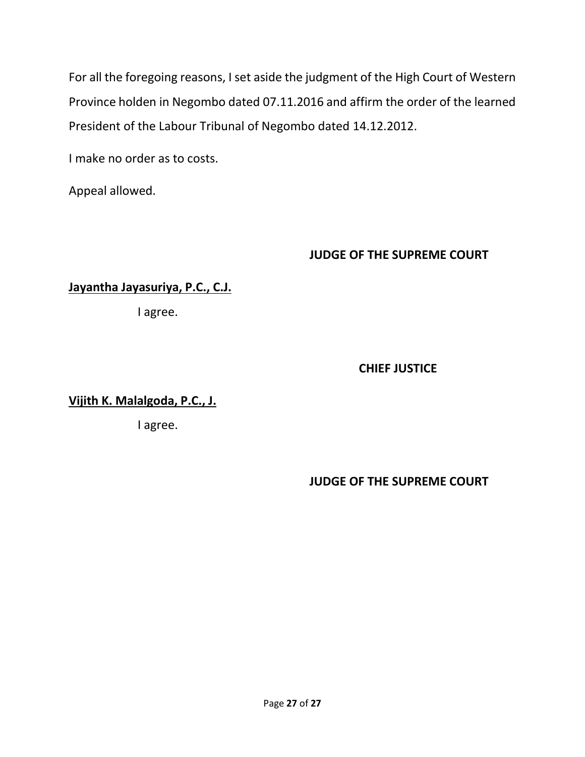For all the foregoing reasons, I set aside the judgment of the High Court of Western Province holden in Negombo dated 07.11.2016 and affirm the order of the learned President of the Labour Tribunal of Negombo dated 14.12.2012.

I make no order as to costs.

Appeal allowed.

**JUDGE OF THE SUPREME COURT**

**Jayantha Jayasuriya, P.C., C.J.**

I agree.

**CHIEF JUSTICE**

**Vijith K. Malalgoda, P.C., J.**

I agree.

**JUDGE OF THE SUPREME COURT**